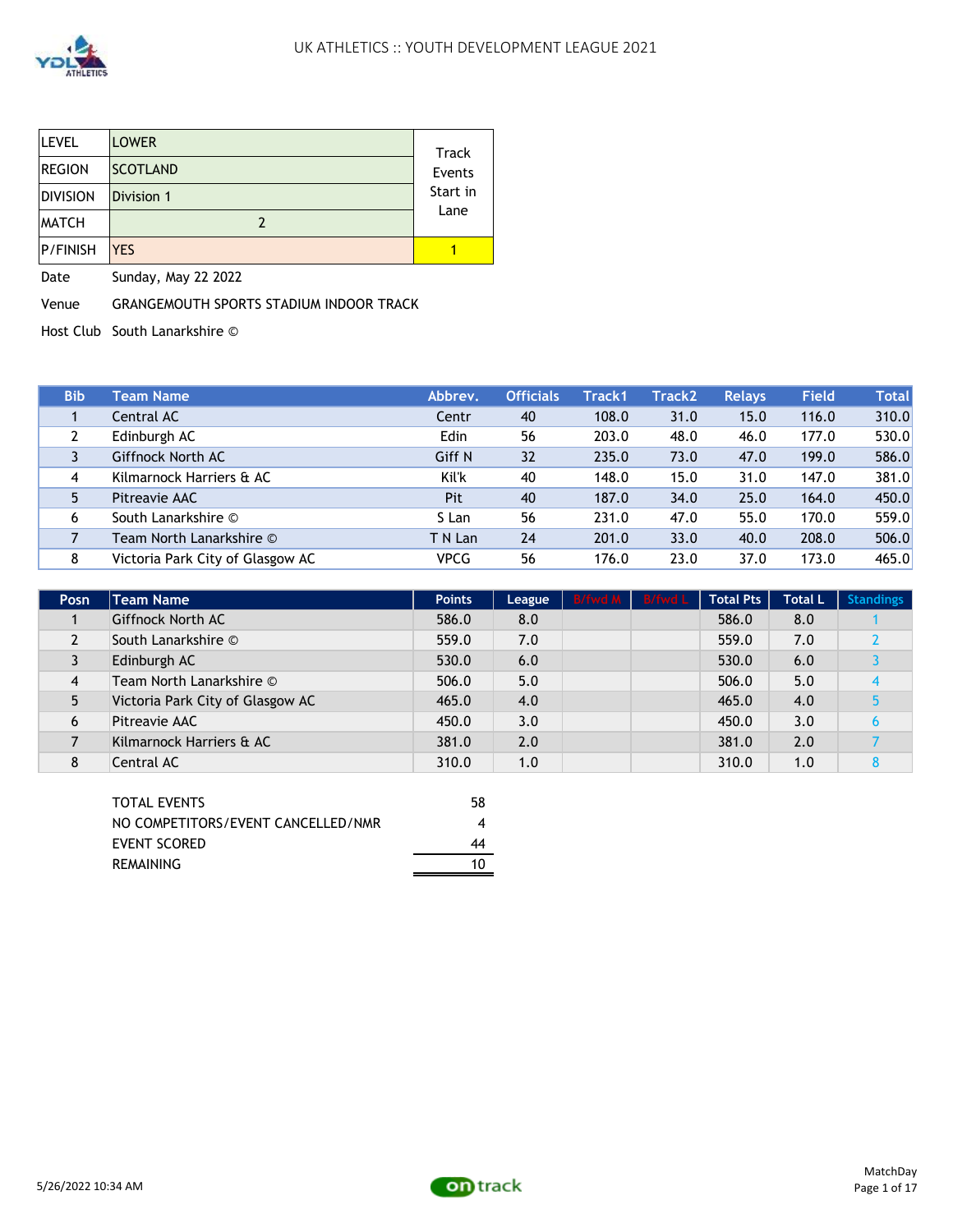# UK ATHLETICS :: YOUTH DEVELOPMENT LEAGUE 2021

| LEVEL | LOWER | Track Events Start in Lane |
|---|---|---|
| REGION | SCOTLAND | |
| DIVISION | Division 1 | |
| MATCH | 2 | |
| P/FINISH | YES | 1 |

Date: Sunday, May 22 2022

Venue: GRANGEMOUTH SPORTS STADIUM INDOOR TRACK

Host Club: South Lanarkshire ©

| Bib | Team Name | Abbrev. | Officials | Track1 | Track2 | Relays | Field | Total |
|---|---|---|---|---|---|---|---|---|
| 1 | Central AC | Centr | 40 | 108.0 | 31.0 | 15.0 | 116.0 | 310.0 |
| 2 | Edinburgh AC | Edin | 56 | 203.0 | 48.0 | 46.0 | 177.0 | 530.0 |
| 3 | Giffnock North AC | Giff N | 32 | 235.0 | 73.0 | 47.0 | 199.0 | 586.0 |
| 4 | Kilmarnock Harriers & AC | Kil'k | 40 | 148.0 | 15.0 | 31.0 | 147.0 | 381.0 |
| 5 | Pitreavie AAC | Pit | 40 | 187.0 | 34.0 | 25.0 | 164.0 | 450.0 |
| 6 | South Lanarkshire © | S Lan | 56 | 231.0 | 47.0 | 55.0 | 170.0 | 559.0 |
| 7 | Team North Lanarkshire © | T N Lan | 24 | 201.0 | 33.0 | 40.0 | 208.0 | 506.0 |
| 8 | Victoria Park City of Glasgow AC | VPCG | 56 | 176.0 | 23.0 | 37.0 | 173.0 | 465.0 |

| Posn | Team Name | Points | League | B/fwd M | B/fwd L | Total Pts | Total L | Standings |
|---|---|---|---|---|---|---|---|---|
| 1 | Giffnock North AC | 586.0 | 8.0 | | | 586.0 | 8.0 | 1 |
| 2 | South Lanarkshire © | 559.0 | 7.0 | | | 559.0 | 7.0 | 2 |
| 3 | Edinburgh AC | 530.0 | 6.0 | | | 530.0 | 6.0 | 3 |
| 4 | Team North Lanarkshire © | 506.0 | 5.0 | | | 506.0 | 5.0 | 4 |
| 5 | Victoria Park City of Glasgow AC | 465.0 | 4.0 | | | 465.0 | 4.0 | 5 |
| 6 | Pitreavie AAC | 450.0 | 3.0 | | | 450.0 | 3.0 | 6 |
| 7 | Kilmarnock Harriers & AC | 381.0 | 2.0 | | | 381.0 | 2.0 | 7 |
| 8 | Central AC | 310.0 | 1.0 | | | 310.0 | 1.0 | 8 |

| | |
|---|---|
| TOTAL EVENTS | 58 |
| NO COMPETITORS/EVENT CANCELLED/NMR | 4 |
| EVENT SCORED | 44 |
| REMAINING | 10 |

5/26/2022 10:34 AM

MatchDay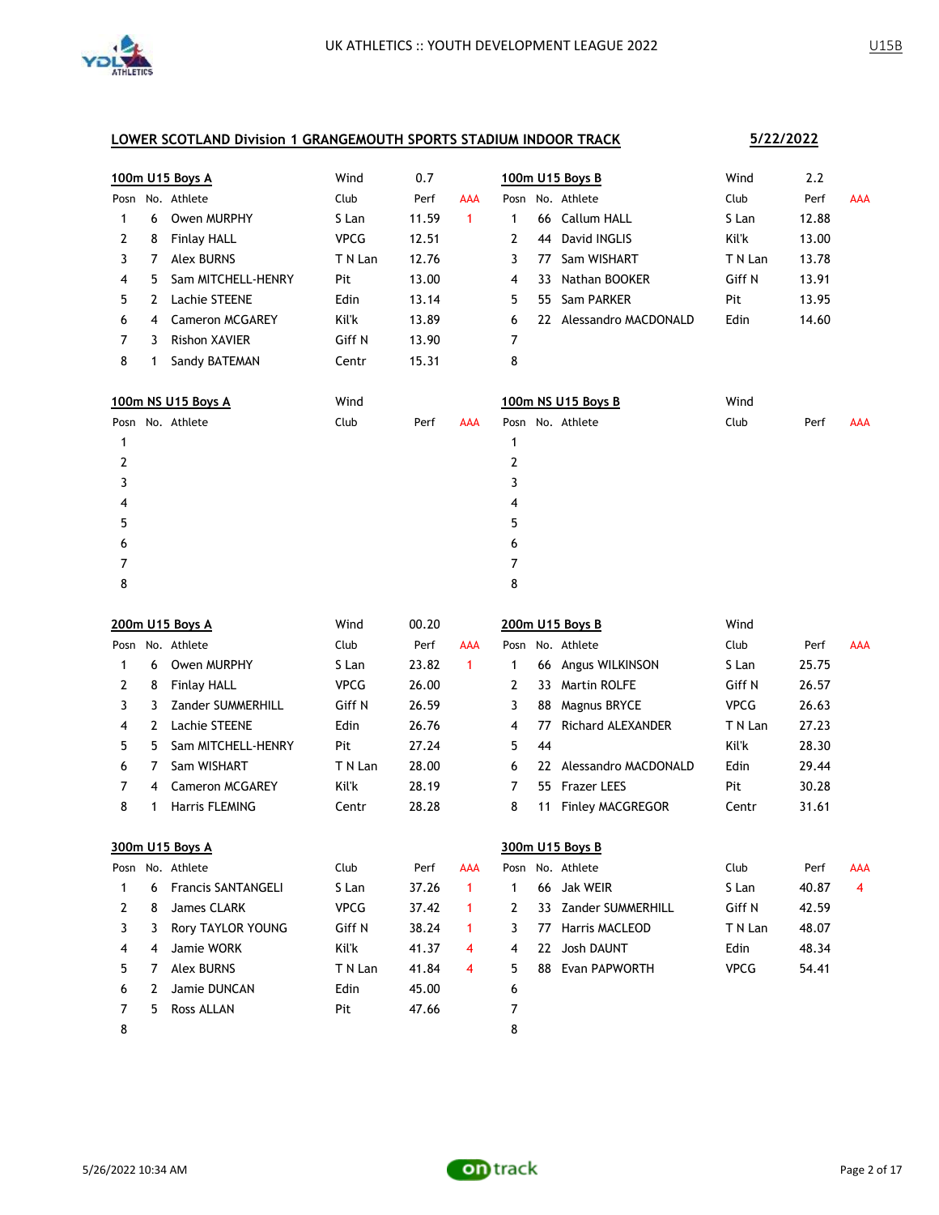UK ATHLETICS :: YOUTH DEVELOPMENT LEAGUE 2022

U15B

## LOWER SCOTLAND Division 1 GRANGEMOUTH SPORTS STADIUM INDOOR TRACK

5/22/2022

### 100m U15 Boys A

Wind 0.7

| Posn | No. | Athlete | Club | Perf | AAA |
|---|---|---|---|---|---|
| 1 | 6 | Owen MURPHY | S Lan | 11.59 | 1 |
| 2 | 8 | Finlay HALL | VPCG | 12.51 | |
| 3 | 7 | Alex BURNS | T N Lan | 12.76 | |
| 4 | 5 | Sam MITCHELL-HENRY | Pit | 13.00 | |
| 5 | 2 | Lachie STEENE | Edin | 13.14 | |
| 6 | 4 | Cameron MCGAREY | Kil'k | 13.89 | |
| 7 | 3 | Rishon XAVIER | Giff N | 13.90 | |
| 8 | 1 | Sandy BATEMAN | Centr | 15.31 | |

### 100m U15 Boys B

Wind 2.2

| Posn | No. | Athlete | Club | Perf | AAA |
|---|---|---|---|---|---|
| 1 | 66 | Callum HALL | S Lan | 12.88 | |
| 2 | 44 | David INGLIS | Kil'k | 13.00 | |
| 3 | 77 | Sam WISHART | T N Lan | 13.78 | |
| 4 | 33 | Nathan BOOKER | Giff N | 13.91 | |
| 5 | 55 | Sam PARKER | Pit | 13.95 | |
| 6 | 22 | Alessandro MACDONALD | Edin | 14.60 | |
| 7 | | | | | |
| 8 | | | | | |

### 100m NS U15 Boys A

Wind

| Posn | No. | Athlete | Club | Perf | AAA |
|---|---|---|---|---|---|
| 1 | | | | | |
| 2 | | | | | |
| 3 | | | | | |
| 4 | | | | | |
| 5 | | | | | |
| 6 | | | | | |
| 7 | | | | | |
| 8 | | | | | |

### 100m NS U15 Boys B

Wind

| Posn | No. | Athlete | Club | Perf | AAA |
|---|---|---|---|---|---|
| 1 | | | | | |
| 2 | | | | | |
| 3 | | | | | |
| 4 | | | | | |
| 5 | | | | | |
| 6 | | | | | |
| 7 | | | | | |
| 8 | | | | | |

### 200m U15 Boys A

Wind 00.20

| Posn | No. | Athlete | Club | Perf | AAA |
|---|---|---|---|---|---|
| 1 | 6 | Owen MURPHY | S Lan | 23.82 | 1 |
| 2 | 8 | Finlay HALL | VPCG | 26.00 | |
| 3 | 3 | Zander SUMMERHILL | Giff N | 26.59 | |
| 4 | 2 | Lachie STEENE | Edin | 26.76 | |
| 5 | 5 | Sam MITCHELL-HENRY | Pit | 27.24 | |
| 6 | 7 | Sam WISHART | T N Lan | 28.00 | |
| 7 | 4 | Cameron MCGAREY | Kil'k | 28.19 | |
| 8 | 1 | Harris FLEMING | Centr | 28.28 | |

### 200m U15 Boys B

Wind

| Posn | No. | Athlete | Club | Perf | AAA |
|---|---|---|---|---|---|
| 1 | 66 | Angus WILKINSON | S Lan | 25.75 | |
| 2 | 33 | Martin ROLFE | Giff N | 26.57 | |
| 3 | 88 | Magnus BRYCE | VPCG | 26.63 | |
| 4 | 77 | Richard ALEXANDER | T N Lan | 27.23 | |
| 5 | 44 | | Kil'k | 28.30 | |
| 6 | 22 | Alessandro MACDONALD | Edin | 29.44 | |
| 7 | 55 | Frazer LEES | Pit | 30.28 | |
| 8 | 11 | Finley MACGREGOR | Centr | 31.61 | |

### 300m U15 Boys A

| Posn | No. | Athlete | Club | Perf | AAA |
|---|---|---|---|---|---|
| 1 | 6 | Francis SANTANGELI | S Lan | 37.26 | 1 |
| 2 | 8 | James CLARK | VPCG | 37.42 | 1 |
| 3 | 3 | Rory TAYLOR YOUNG | Giff N | 38.24 | 1 |
| 4 | 4 | Jamie WORK | Kil'k | 41.37 | 4 |
| 5 | 7 | Alex BURNS | T N Lan | 41.84 | 4 |
| 6 | 2 | Jamie DUNCAN | Edin | 45.00 | |
| 7 | 5 | Ross ALLAN | Pit | 47.66 | |
| 8 | | | | | |

### 300m U15 Boys B

| Posn | No. | Athlete | Club | Perf | AAA |
|---|---|---|---|---|---|
| 1 | 66 | Jak WEIR | S Lan | 40.87 | 4 |
| 2 | 33 | Zander SUMMERHILL | Giff N | 42.59 | |
| 3 | 77 | Harris MACLEOD | T N Lan | 48.07 | |
| 4 | 22 | Josh DAUNT | Edin | 48.34 | |
| 5 | 88 | Evan PAPWORTH | VPCG | 54.41 | |
| 6 | | | | | |
| 7 | | | | | |
| 8 | | | | | |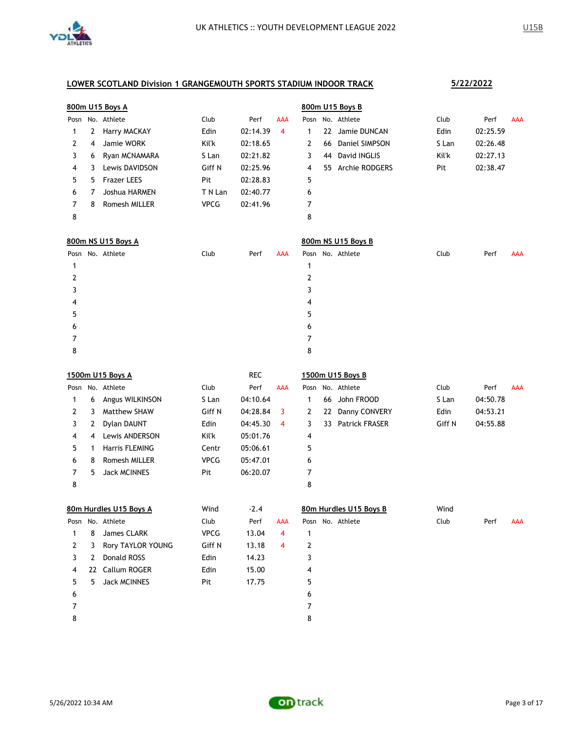UK ATHLETICS :: YOUTH DEVELOPMENT LEAGUE 2022

U15B

## LOWER SCOTLAND Division 1 GRANGEMOUTH SPORTS STADIUM INDOOR TRACK

5/22/2022

### 800m U15 Boys A

| Posn | No. | Athlete | Club | Perf | AAA |
|---|---|---|---|---|---|
| 1 | 2 | Harry MACKAY | Edin | 02:14.39 | 4 |
| 2 | 4 | Jamie WORK | Kil'k | 02:18.65 | |
| 3 | 6 | Ryan MCNAMARA | S Lan | 02:21.82 | |
| 4 | 3 | Lewis DAVIDSON | Giff N | 02:25.96 | |
| 5 | 5 | Frazer LEES | Pit | 02:28.83 | |
| 6 | 7 | Joshua HARMEN | T N Lan | 02:40.77 | |
| 7 | 8 | Romesh MILLER | VPCG | 02:41.96 | |
| 8 | | | | | |

### 800m U15 Boys B

| Posn | No. | Athlete | Club | Perf | AAA |
|---|---|---|---|---|---|
| 1 | 22 | Jamie DUNCAN | Edin | 02:25.59 | |
| 2 | 66 | Daniel SIMPSON | S Lan | 02:26.48 | |
| 3 | 44 | David INGLIS | Kil'k | 02:27.13 | |
| 4 | 55 | Archie RODGERS | Pit | 02:38.47 | |
| 5 | | | | | |
| 6 | | | | | |
| 7 | | | | | |
| 8 | | | | | |

### 800m NS U15 Boys A

| Posn | No. | Athlete | Club | Perf | AAA |
|---|---|---|---|---|---|
| 1 | | | | | |
| 2 | | | | | |
| 3 | | | | | |
| 4 | | | | | |
| 5 | | | | | |
| 6 | | | | | |
| 7 | | | | | |
| 8 | | | | | |

### 800m NS U15 Boys B

| Posn | No. | Athlete | Club | Perf | AAA |
|---|---|---|---|---|---|
| 1 | | | | | |
| 2 | | | | | |
| 3 | | | | | |
| 4 | | | | | |
| 5 | | | | | |
| 6 | | | | | |
| 7 | | | | | |
| 8 | | | | | |

### 1500m U15 Boys A

| Posn | No. | Athlete | Club | REC<br>Perf | AAA |
|---|---|---|---|---|---|
| 1 | 6 | Angus WILKINSON | S Lan | 04:10.64 | |
| 2 | 3 | Matthew SHAW | Giff N | 04:28.84 | 3 |
| 3 | 2 | Dylan DAUNT | Edin | 04:45.30 | 4 |
| 4 | 4 | Lewis ANDERSON | Kil'k | 05:01.76 | |
| 5 | 1 | Harris FLEMING | Centr | 05:06.61 | |
| 6 | 8 | Romesh MILLER | VPCG | 05:47.01 | |
| 7 | 5 | Jack MCINNES | Pit | 06:20.07 | |
| 8 | | | | | |

### 1500m U15 Boys B

| Posn | No. | Athlete | Club | Perf | AAA |
|---|---|---|---|---|---|
| 1 | 66 | John FROOD | S Lan | 04:50.78 | |
| 2 | 22 | Danny CONVERY | Edin | 04:53.21 | |
| 3 | 33 | Patrick FRASER | Giff N | 04:55.88 | |
| 4 | | | | | |
| 5 | | | | | |
| 6 | | | | | |
| 7 | | | | | |
| 8 | | | | | |

### 80m Hurdles U15 Boys A

Wind -2.4

| Posn | No. | Athlete | Club | Perf | AAA |
|---|---|---|---|---|---|
| 1 | 8 | James CLARK | VPCG | 13.04 | 4 |
| 2 | 3 | Rory TAYLOR YOUNG | Giff N | 13.18 | 4 |
| 3 | 2 | Donald ROSS | Edin | 14.23 | |
| 4 | 22 | Callum ROGER | Edin | 15.00 | |
| 5 | 5 | Jack MCINNES | Pit | 17.75 | |
| 6 | | | | | |
| 7 | | | | | |
| 8 | | | | | |

### 80m Hurdles U15 Boys B

Wind

| Posn | No. | Athlete | Club | Perf | AAA |
|---|---|---|---|---|---|
| 1 | | | | | |
| 2 | | | | | |
| 3 | | | | | |
| 4 | | | | | |
| 5 | | | | | |
| 6 | | | | | |
| 7 | | | | | |
| 8 | | | | | |

5/26/2022 10:34 AM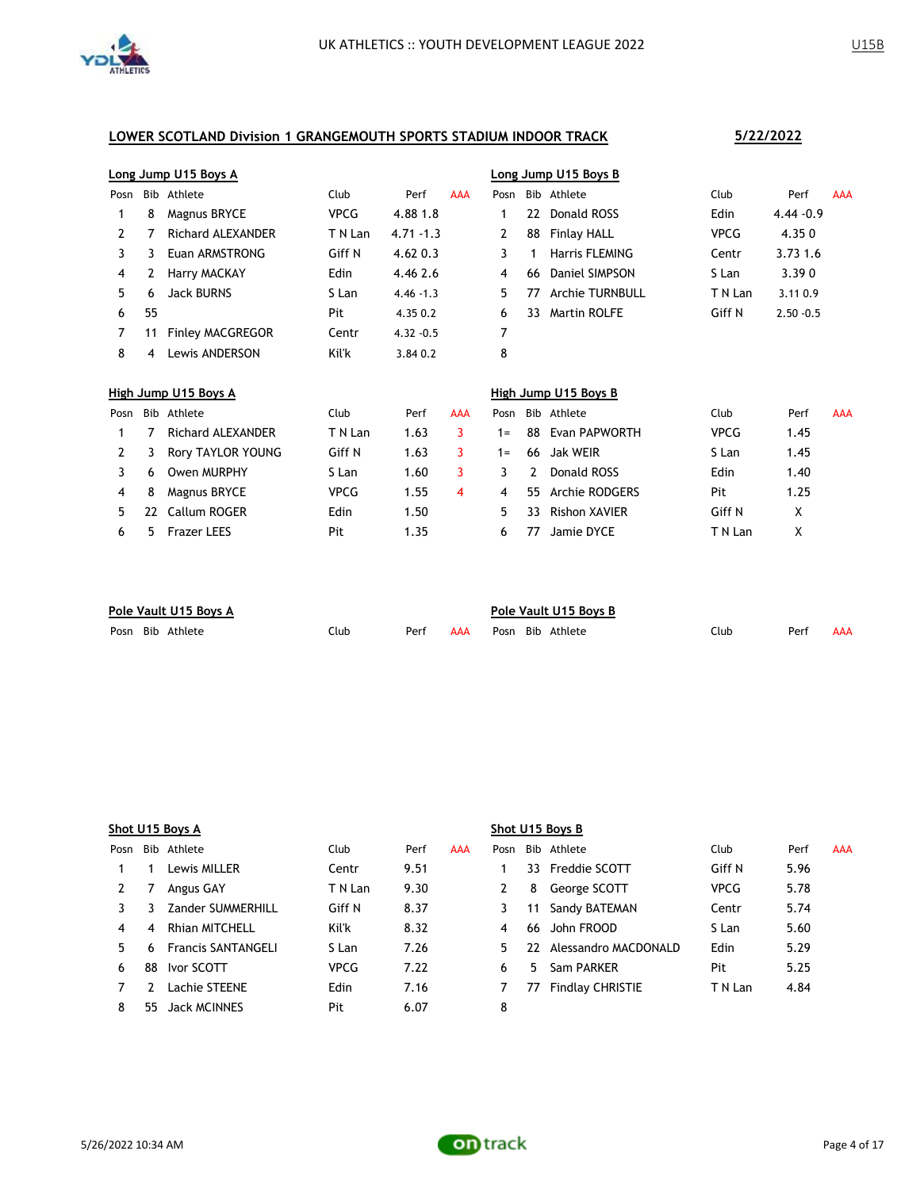# UK ATHLETICS :: YOUTH DEVELOPMENT LEAGUE 2022

U15B

## LOWER SCOTLAND Division 1 GRANGEMOUTH SPORTS STADIUM INDOOR TRACK

5/22/2022

### Long Jump U15 Boys A

| Posn | Bib | Athlete | Club | Perf | AAA |
|---|---|---|---|---|---|
| 1 | 8 | Magnus BRYCE | VPCG | 4.88 1.8 | |
| 2 | 7 | Richard ALEXANDER | T N Lan | 4.71 -1.3 | |
| 3 | 3 | Euan ARMSTRONG | Giff N | 4.62 0.3 | |
| 4 | 2 | Harry MACKAY | Edin | 4.46 2.6 | |
| 5 | 6 | Jack BURNS | S Lan | 4.46 -1.3 | |
| 6 | 55 | | Pit | 4.35 0.2 | |
| 7 | 11 | Finley MACGREGOR | Centr | 4.32 -0.5 | |
| 8 | 4 | Lewis ANDERSON | Kil'k | 3.84 0.2 | |

### Long Jump U15 Boys B

| Posn | Bib | Athlete | Club | Perf | AAA |
|---|---|---|---|---|---|
| 1 | 22 | Donald ROSS | Edin | 4.44 -0.9 | |
| 2 | 88 | Finlay HALL | VPCG | 4.35 0 | |
| 3 | 1 | Harris FLEMING | Centr | 3.73 1.6 | |
| 4 | 66 | Daniel SIMPSON | S Lan | 3.39 0 | |
| 5 | 77 | Archie TURNBULL | T N Lan | 3.11 0.9 | |
| 6 | 33 | Martin ROLFE | Giff N | 2.50 -0.5 | |
| 7 | | | | | |
| 8 | | | | | |

### High Jump U15 Boys A

| Posn | Bib | Athlete | Club | Perf | AAA |
|---|---|---|---|---|---|
| 1 | 7 | Richard ALEXANDER | T N Lan | 1.63 | 3 |
| 2 | 3 | Rory TAYLOR YOUNG | Giff N | 1.63 | 3 |
| 3 | 6 | Owen MURPHY | S Lan | 1.60 | 3 |
| 4 | 8 | Magnus BRYCE | VPCG | 1.55 | 4 |
| 5 | 22 | Callum ROGER | Edin | 1.50 | |
| 6 | 5 | Frazer LEES | Pit | 1.35 | |

### High Jump U15 Boys B

| Posn | Bib | Athlete | Club | Perf | AAA |
|---|---|---|---|---|---|
| 1= | 88 | Evan PAPWORTH | VPCG | 1.45 | |
| 1= | 66 | Jak WEIR | S Lan | 1.45 | |
| 3 | 2 | Donald ROSS | Edin | 1.40 | |
| 4 | 55 | Archie RODGERS | Pit | 1.25 | |
| 5 | 33 | Rishon XAVIER | Giff N | X | |
| 6 | 77 | Jamie DYCE | T N Lan | X | |

### Pole Vault U15 Boys A

| Posn | Bib | Athlete | Club | Perf | AAA |
|---|---|---|---|---|---|

### Pole Vault U15 Boys B

| Posn | Bib | Athlete | Club | Perf | AAA |
|---|---|---|---|---|---|

### Shot U15 Boys A

| Posn | Bib | Athlete | Club | Perf | AAA |
|---|---|---|---|---|---|
| 1 | 1 | Lewis MILLER | Centr | 9.51 | |
| 2 | 7 | Angus GAY | T N Lan | 9.30 | |
| 3 | 3 | Zander SUMMERHILL | Giff N | 8.37 | |
| 4 | 4 | Rhian MITCHELL | Kil'k | 8.32 | |
| 5 | 6 | Francis SANTANGELI | S Lan | 7.26 | |
| 6 | 88 | Ivor SCOTT | VPCG | 7.22 | |
| 7 | 2 | Lachie STEENE | Edin | 7.16 | |
| 8 | 55 | Jack MCINNES | Pit | 6.07 | |

### Shot U15 Boys B

| Posn | Bib | Athlete | Club | Perf | AAA |
|---|---|---|---|---|---|
| 1 | 33 | Freddie SCOTT | Giff N | 5.96 | |
| 2 | 8 | George SCOTT | VPCG | 5.78 | |
| 3 | 11 | Sandy BATEMAN | Centr | 5.74 | |
| 4 | 66 | John FROOD | S Lan | 5.60 | |
| 5 | 22 | Alessandro MACDONALD | Edin | 5.29 | |
| 6 | 5 | Sam PARKER | Pit | 5.25 | |
| 7 | 77 | Findlay CHRISTIE | T N Lan | 4.84 | |
| 8 | | | | | |

5/26/2022 10:34 AM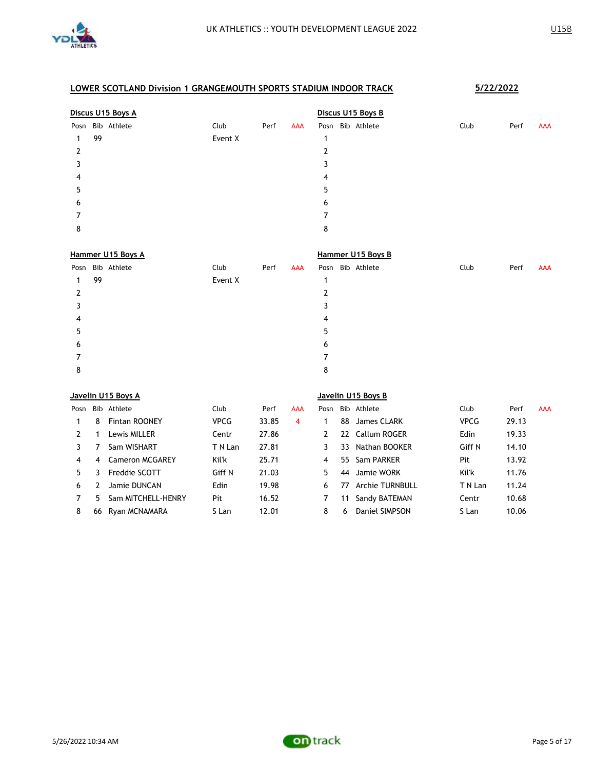## LOWER SCOTLAND Division 1 GRANGEMOUTH SPORTS STADIUM INDOOR TRACK

**5/22/2022**

### Discus U15 Boys A

| Posn | Bib | Athlete | Club | Perf | AAA |
|---|---|---|---|---|---|
| 1 | 99 | | Event X | | |
| 2 | | | | | |
| 3 | | | | | |
| 4 | | | | | |
| 5 | | | | | |
| 6 | | | | | |
| 7 | | | | | |
| 8 | | | | | |

### Discus U15 Boys B

| Posn | Bib | Athlete | Club | Perf | AAA |
|---|---|---|---|---|---|
| 1 | | | | | |
| 2 | | | | | |
| 3 | | | | | |
| 4 | | | | | |
| 5 | | | | | |
| 6 | | | | | |
| 7 | | | | | |
| 8 | | | | | |

### Hammer U15 Boys A

| Posn | Bib | Athlete | Club | Perf | AAA |
|---|---|---|---|---|---|
| 1 | 99 | | Event X | | |
| 2 | | | | | |
| 3 | | | | | |
| 4 | | | | | |
| 5 | | | | | |
| 6 | | | | | |
| 7 | | | | | |
| 8 | | | | | |

### Hammer U15 Boys B

| Posn | Bib | Athlete | Club | Perf | AAA |
|---|---|---|---|---|---|
| 1 | | | | | |
| 2 | | | | | |
| 3 | | | | | |
| 4 | | | | | |
| 5 | | | | | |
| 6 | | | | | |
| 7 | | | | | |
| 8 | | | | | |

### Javelin U15 Boys A

| Posn | Bib | Athlete | Club | Perf | AAA |
|---|---|---|---|---|---|
| 1 | 8 | Fintan ROONEY | VPCG | 33.85 | 4 |
| 2 | 1 | Lewis MILLER | Centr | 27.86 | |
| 3 | 7 | Sam WISHART | T N Lan | 27.81 | |
| 4 | 4 | Cameron MCGAREY | Kil'k | 25.71 | |
| 5 | 3 | Freddie SCOTT | Giff N | 21.03 | |
| 6 | 2 | Jamie DUNCAN | Edin | 19.98 | |
| 7 | 5 | Sam MITCHELL-HENRY | Pit | 16.52 | |
| 8 | 66 | Ryan MCNAMARA | S Lan | 12.01 | |

### Javelin U15 Boys B

| Posn | Bib | Athlete | Club | Perf | AAA |
|---|---|---|---|---|---|
| 1 | 88 | James CLARK | VPCG | 29.13 | |
| 2 | 22 | Callum ROGER | Edin | 19.33 | |
| 3 | 33 | Nathan BOOKER | Giff N | 14.10 | |
| 4 | 55 | Sam PARKER | Pit | 13.92 | |
| 5 | 44 | Jamie WORK | Kil'k | 11.76 | |
| 6 | 77 | Archie TURNBULL | T N Lan | 11.24 | |
| 7 | 11 | Sandy BATEMAN | Centr | 10.68 | |
| 8 | 6 | Daniel SIMPSON | S Lan | 10.06 | |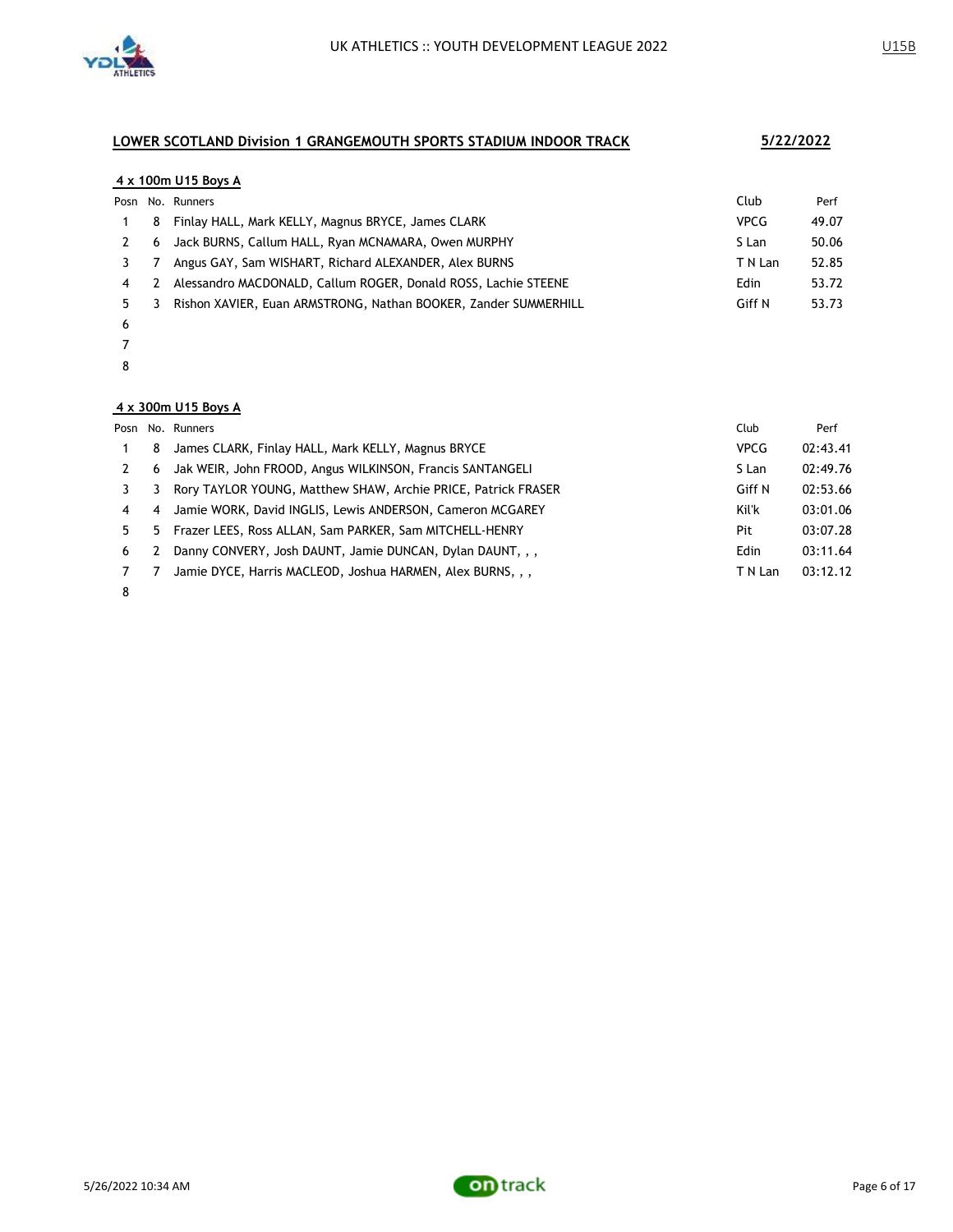## LOWER SCOTLAND Division 1 GRANGEMOUTH SPORTS STADIUM INDOOR TRACK

**5/22/2022**

### 4 x 100m U15 Boys A

| Posn | No. | Runners | Club | Perf |
|---|---|---|---|---|
| 1 | 8 | Finlay HALL, Mark KELLY, Magnus BRYCE, James CLARK | VPCG | 49.07 |
| 2 | 6 | Jack BURNS, Callum HALL, Ryan MCNAMARA, Owen MURPHY | S Lan | 50.06 |
| 3 | 7 | Angus GAY, Sam WISHART, Richard ALEXANDER, Alex BURNS | T N Lan | 52.85 |
| 4 | 2 | Alessandro MACDONALD, Callum ROGER, Donald ROSS, Lachie STEENE | Edin | 53.72 |
| 5 | 3 | Rishon XAVIER, Euan ARMSTRONG, Nathan BOOKER, Zander SUMMERHILL | Giff N | 53.73 |
| 6 | | | | |
| 7 | | | | |
| 8 | | | | |

### 4 x 300m U15 Boys A

| Posn | No. | Runners | Club | Perf |
|---|---|---|---|---|
| 1 | 8 | James CLARK, Finlay HALL, Mark KELLY, Magnus BRYCE | VPCG | 02:43.41 |
| 2 | 6 | Jak WEIR, John FROOD, Angus WILKINSON, Francis SANTANGELI | S Lan | 02:49.76 |
| 3 | 3 | Rory TAYLOR YOUNG, Matthew SHAW, Archie PRICE, Patrick FRASER | Giff N | 02:53.66 |
| 4 | 4 | Jamie WORK, David INGLIS, Lewis ANDERSON, Cameron MCGAREY | Kil'k | 03:01.06 |
| 5 | 5 | Frazer LEES, Ross ALLAN, Sam PARKER, Sam MITCHELL-HENRY | Pit | 03:07.28 |
| 6 | 2 | Danny CONVERY, Josh DAUNT, Jamie DUNCAN, Dylan DAUNT, , , | Edin | 03:11.64 |
| 7 | 7 | Jamie DYCE, Harris MACLEOD, Joshua HARMEN, Alex BURNS, , , | T N Lan | 03:12.12 |
| 8 | | | | |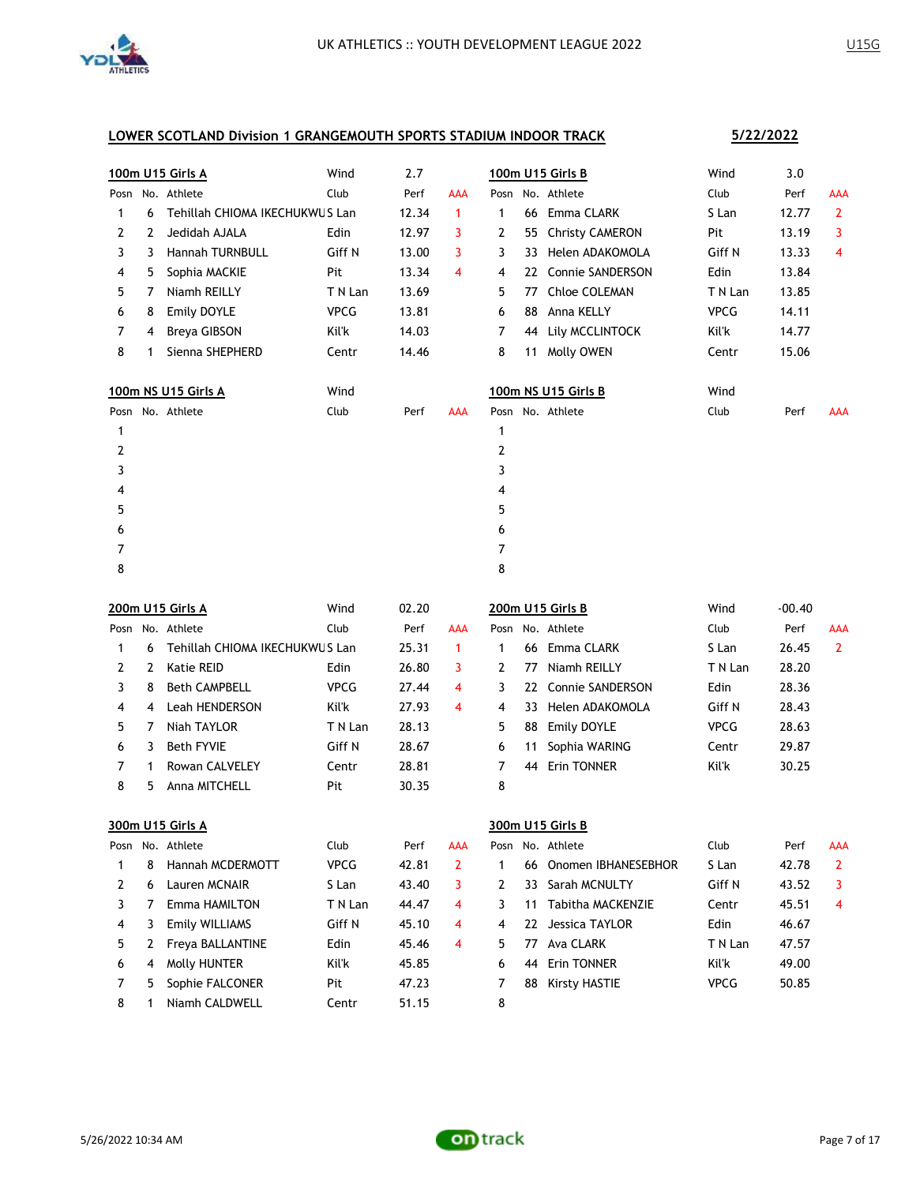UK ATHLETICS :: YOUTH DEVELOPMENT LEAGUE 2022

U15G

## LOWER SCOTLAND Division 1 GRANGEMOUTH SPORTS STADIUM INDOOR TRACK

5/22/2022

### 100m U15 Girls A

Wind 2.7

| Posn | No. | Athlete | Club | Perf | AAA |
|---|---|---|---|---|---|
| 1 | 6 | Tehillah CHIOMA IKECHUKWU | S Lan | 12.34 | 1 |
| 2 | 2 | Jedidah AJALA | Edin | 12.97 | 3 |
| 3 | 3 | Hannah TURNBULL | Giff N | 13.00 | 3 |
| 4 | 5 | Sophia MACKIE | Pit | 13.34 | 4 |
| 5 | 7 | Niamh REILLY | T N Lan | 13.69 | |
| 6 | 8 | Emily DOYLE | VPCG | 13.81 | |
| 7 | 4 | Breya GIBSON | Kil'k | 14.03 | |
| 8 | 1 | Sienna SHEPHERD | Centr | 14.46 | |

### 100m U15 Girls B

Wind 3.0

| Posn | No. | Athlete | Club | Perf | AAA |
|---|---|---|---|---|---|
| 1 | 66 | Emma CLARK | S Lan | 12.77 | 2 |
| 2 | 55 | Christy CAMERON | Pit | 13.19 | 3 |
| 3 | 33 | Helen ADAKOMOLA | Giff N | 13.33 | 4 |
| 4 | 22 | Connie SANDERSON | Edin | 13.84 | |
| 5 | 77 | Chloe COLEMAN | T N Lan | 13.85 | |
| 6 | 88 | Anna KELLY | VPCG | 14.11 | |
| 7 | 44 | Lily MCCLINTOCK | Kil'k | 14.77 | |
| 8 | 11 | Molly OWEN | Centr | 15.06 | |

### 100m NS U15 Girls A

Wind

| Posn | No. | Athlete | Club | Perf | AAA |
|---|---|---|---|---|---|
| 1 | | | | | |
| 2 | | | | | |
| 3 | | | | | |
| 4 | | | | | |
| 5 | | | | | |
| 6 | | | | | |
| 7 | | | | | |
| 8 | | | | | |

### 100m NS U15 Girls B

Wind

| Posn | No. | Athlete | Club | Perf | AAA |
|---|---|---|---|---|---|
| 1 | | | | | |
| 2 | | | | | |
| 3 | | | | | |
| 4 | | | | | |
| 5 | | | | | |
| 6 | | | | | |
| 7 | | | | | |
| 8 | | | | | |

### 200m U15 Girls A

Wind 02.20

| Posn | No. | Athlete | Club | Perf | AAA |
|---|---|---|---|---|---|
| 1 | 6 | Tehillah CHIOMA IKECHUKWU | S Lan | 25.31 | 1 |
| 2 | 2 | Katie REID | Edin | 26.80 | 3 |
| 3 | 8 | Beth CAMPBELL | VPCG | 27.44 | 4 |
| 4 | 4 | Leah HENDERSON | Kil'k | 27.93 | 4 |
| 5 | 7 | Niah TAYLOR | T N Lan | 28.13 | |
| 6 | 3 | Beth FYVIE | Giff N | 28.67 | |
| 7 | 1 | Rowan CALVELEY | Centr | 28.81 | |
| 8 | 5 | Anna MITCHELL | Pit | 30.35 | |

### 200m U15 Girls B

Wind -00.40

| Posn | No. | Athlete | Club | Perf | AAA |
|---|---|---|---|---|---|
| 1 | 66 | Emma CLARK | S Lan | 26.45 | 2 |
| 2 | 77 | Niamh REILLY | T N Lan | 28.20 | |
| 3 | 22 | Connie SANDERSON | Edin | 28.36 | |
| 4 | 33 | Helen ADAKOMOLA | Giff N | 28.43 | |
| 5 | 88 | Emily DOYLE | VPCG | 28.63 | |
| 6 | 11 | Sophia WARING | Centr | 29.87 | |
| 7 | 44 | Erin TONNER | Kil'k | 30.25 | |
| 8 | | | | | |

### 300m U15 Girls A

| Posn | No. | Athlete | Club | Perf | AAA |
|---|---|---|---|---|---|
| 1 | 8 | Hannah MCDERMOTT | VPCG | 42.81 | 2 |
| 2 | 6 | Lauren MCNAIR | S Lan | 43.40 | 3 |
| 3 | 7 | Emma HAMILTON | T N Lan | 44.47 | 4 |
| 4 | 3 | Emily WILLIAMS | Giff N | 45.10 | 4 |
| 5 | 2 | Freya BALLANTINE | Edin | 45.46 | 4 |
| 6 | 4 | Molly HUNTER | Kil'k | 45.85 | |
| 7 | 5 | Sophie FALCONER | Pit | 47.23 | |
| 8 | 1 | Niamh CALDWELL | Centr | 51.15 | |

### 300m U15 Girls B

| Posn | No. | Athlete | Club | Perf | AAA |
|---|---|---|---|---|---|
| 1 | 66 | Onomen IBHANESEBHOR | S Lan | 42.78 | 2 |
| 2 | 33 | Sarah MCNULTY | Giff N | 43.52 | 3 |
| 3 | 11 | Tabitha MACKENZIE | Centr | 45.51 | 4 |
| 4 | 22 | Jessica TAYLOR | Edin | 46.67 | |
| 5 | 77 | Ava CLARK | T N Lan | 47.57 | |
| 6 | 44 | Erin TONNER | Kil'k | 49.00 | |
| 7 | 88 | Kirsty HASTIE | VPCG | 50.85 | |
| 8 | | | | | |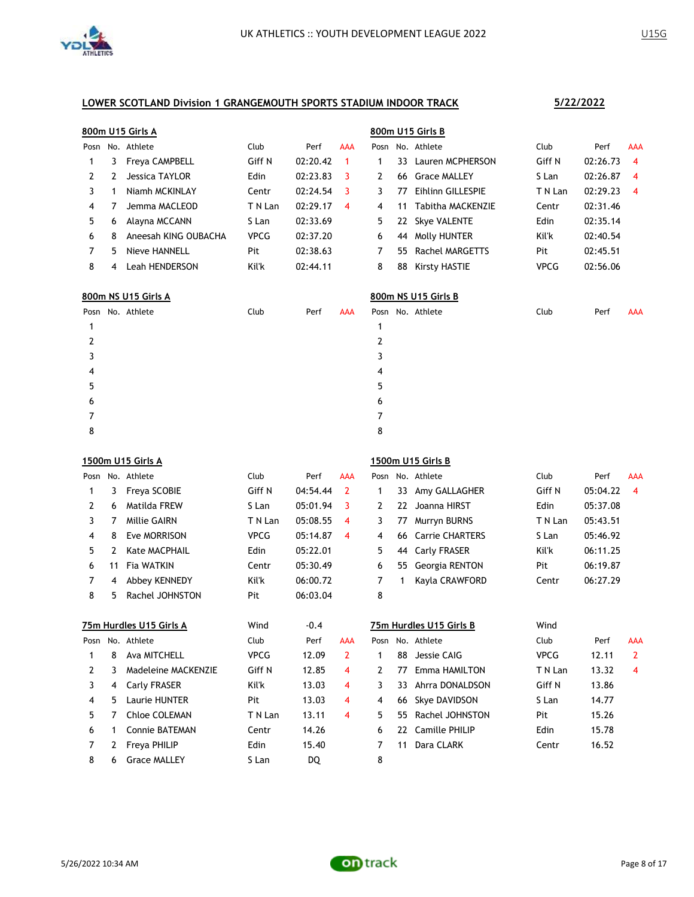## LOWER SCOTLAND Division 1 GRANGEMOUTH SPORTS STADIUM INDOOR TRACK

**5/22/2022**

### 800m U15 Girls A

| Posn | No. | Athlete | Club | Perf | AAA |
|---|---|---|---|---|---|
| 1 | 3 | Freya CAMPBELL | Giff N | 02:20.42 | 1 |
| 2 | 2 | Jessica TAYLOR | Edin | 02:23.83 | 3 |
| 3 | 1 | Niamh MCKINLAY | Centr | 02:24.54 | 3 |
| 4 | 7 | Jemma MACLEOD | T N Lan | 02:29.17 | 4 |
| 5 | 6 | Alayna MCCANN | S Lan | 02:33.69 | |
| 6 | 8 | Aneesah KING OUBACHA | VPCG | 02:37.20 | |
| 7 | 5 | Nieve HANNELL | Pit | 02:38.63 | |
| 8 | 4 | Leah HENDERSON | Kil'k | 02:44.11 | |

### 800m U15 Girls B

| Posn | No. | Athlete | Club | Perf | AAA |
|---|---|---|---|---|---|
| 1 | 33 | Lauren MCPHERSON | Giff N | 02:26.73 | 4 |
| 2 | 66 | Grace MALLEY | S Lan | 02:26.87 | 4 |
| 3 | 77 | Eihlinn GILLESPIE | T N Lan | 02:29.23 | 4 |
| 4 | 11 | Tabitha MACKENZIE | Centr | 02:31.46 | |
| 5 | 22 | Skye VALENTE | Edin | 02:35.14 | |
| 6 | 44 | Molly HUNTER | Kil'k | 02:40.54 | |
| 7 | 55 | Rachel MARGETTS | Pit | 02:45.51 | |
| 8 | 88 | Kirsty HASTIE | VPCG | 02:56.06 | |

### 800m NS U15 Girls A

| Posn | No. | Athlete | Club | Perf | AAA |
|---|---|---|---|---|---|
| 1 | | | | | |
| 2 | | | | | |
| 3 | | | | | |
| 4 | | | | | |
| 5 | | | | | |
| 6 | | | | | |
| 7 | | | | | |
| 8 | | | | | |

### 800m NS U15 Girls B

| Posn | No. | Athlete | Club | Perf | AAA |
|---|---|---|---|---|---|
| 1 | | | | | |
| 2 | | | | | |
| 3 | | | | | |
| 4 | | | | | |
| 5 | | | | | |
| 6 | | | | | |
| 7 | | | | | |
| 8 | | | | | |

### 1500m U15 Girls A

| Posn | No. | Athlete | Club | Perf | AAA |
|---|---|---|---|---|---|
| 1 | 3 | Freya SCOBIE | Giff N | 04:54.44 | 2 |
| 2 | 6 | Matilda FREW | S Lan | 05:01.94 | 3 |
| 3 | 7 | Millie GAIRN | T N Lan | 05:08.55 | 4 |
| 4 | 8 | Eve MORRISON | VPCG | 05:14.87 | 4 |
| 5 | 2 | Kate MACPHAIL | Edin | 05:22.01 | |
| 6 | 11 | Fia WATKIN | Centr | 05:30.49 | |
| 7 | 4 | Abbey KENNEDY | Kil'k | 06:00.72 | |
| 8 | 5 | Rachel JOHNSTON | Pit | 06:03.04 | |

### 1500m U15 Girls B

| Posn | No. | Athlete | Club | Perf | AAA |
|---|---|---|---|---|---|
| 1 | 33 | Amy GALLAGHER | Giff N | 05:04.22 | 4 |
| 2 | 22 | Joanna HIRST | Edin | 05:37.08 | |
| 3 | 77 | Murryn BURNS | T N Lan | 05:43.51 | |
| 4 | 66 | Carrie CHARTERS | S Lan | 05:46.92 | |
| 5 | 44 | Carly FRASER | Kil'k | 06:11.25 | |
| 6 | 55 | Georgia RENTON | Pit | 06:19.87 | |
| 7 | 1 | Kayla CRAWFORD | Centr | 06:27.29 | |
| 8 | | | | | |

### 75m Hurdles U15 Girls A

Wind: -0.4

| Posn | No. | Athlete | Club | Perf | AAA |
|---|---|---|---|---|---|
| 1 | 8 | Ava MITCHELL | VPCG | 12.09 | 2 |
| 2 | 3 | Madeleine MACKENZIE | Giff N | 12.85 | 4 |
| 3 | 4 | Carly FRASER | Kil'k | 13.03 | 4 |
| 4 | 5 | Laurie HUNTER | Pit | 13.03 | 4 |
| 5 | 7 | Chloe COLEMAN | T N Lan | 13.11 | 4 |
| 6 | 1 | Connie BATEMAN | Centr | 14.26 | |
| 7 | 2 | Freya PHILIP | Edin | 15.40 | |
| 8 | 6 | Grace MALLEY | S Lan | DQ | |

### 75m Hurdles U15 Girls B

Wind:

| Posn | No. | Athlete | Club | Perf | AAA |
|---|---|---|---|---|---|
| 1 | 88 | Jessie CAIG | VPCG | 12.11 | 2 |
| 2 | 77 | Emma HAMILTON | T N Lan | 13.32 | 4 |
| 3 | 33 | Ahrra DONALDSON | Giff N | 13.86 | |
| 4 | 66 | Skye DAVIDSON | S Lan | 14.77 | |
| 5 | 55 | Rachel JOHNSTON | Pit | 15.26 | |
| 6 | 22 | Camille PHILIP | Edin | 15.78 | |
| 7 | 11 | Dara CLARK | Centr | 16.52 | |
| 8 | | | | | |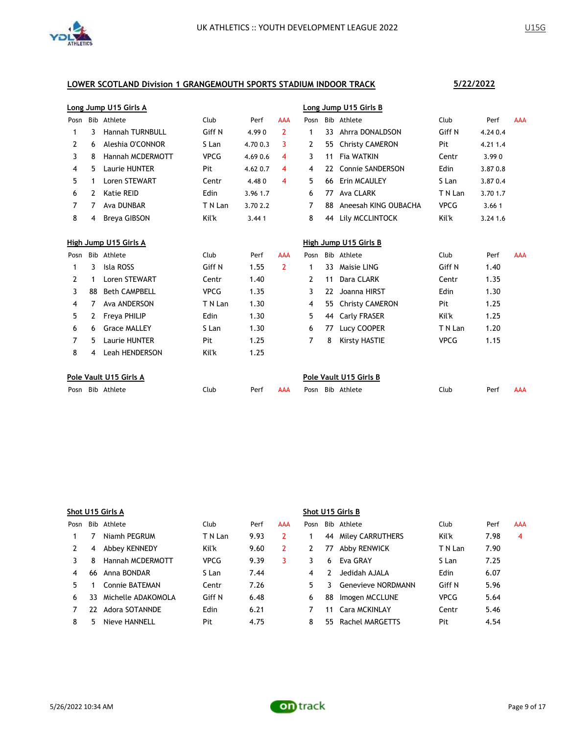UK ATHLETICS :: YOUTH DEVELOPMENT LEAGUE 2022

U15G

## LOWER SCOTLAND Division 1 GRANGEMOUTH SPORTS STADIUM INDOOR TRACK

**5/22/2022**

### Long Jump U15 Girls A

| Posn | Bib | Athlete | Club | Perf | AAA |
|---|---|---|---|---|---|
| 1 | 3 | Hannah TURNBULL | Giff N | 4.99 0 | 2 |
| 2 | 6 | Aleshia O'CONNOR | S Lan | 4.70 0.3 | 3 |
| 3 | 8 | Hannah MCDERMOTT | VPCG | 4.69 0.6 | 4 |
| 4 | 5 | Laurie HUNTER | Pit | 4.62 0.7 | 4 |
| 5 | 1 | Loren STEWART | Centr | 4.48 0 | 4 |
| 6 | 2 | Katie REID | Edin | 3.96 1.7 | |
| 7 | 7 | Ava DUNBAR | T N Lan | 3.70 2.2 | |
| 8 | 4 | Breya GIBSON | Kil'k | 3.44 1 | |

### Long Jump U15 Girls B

| Posn | Bib | Athlete | Club | Perf | AAA |
|---|---|---|---|---|---|
| 1 | 33 | Ahrra DONALDSON | Giff N | 4.24 0.4 | |
| 2 | 55 | Christy CAMERON | Pit | 4.21 1.4 | |
| 3 | 11 | Fia WATKIN | Centr | 3.99 0 | |
| 4 | 22 | Connie SANDERSON | Edin | 3.87 0.8 | |
| 5 | 66 | Erin MCAULEY | S Lan | 3.87 0.4 | |
| 6 | 77 | Ava CLARK | T N Lan | 3.70 1.7 | |
| 7 | 88 | Aneesah KING OUBACHA | VPCG | 3.66 1 | |
| 8 | 44 | Lily MCCLINTOCK | Kil'k | 3.24 1.6 | |

### High Jump U15 Girls A

| Posn | Bib | Athlete | Club | Perf | AAA |
|---|---|---|---|---|---|
| 1 | 3 | Isla ROSS | Giff N | 1.55 | 2 |
| 2 | 1 | Loren STEWART | Centr | 1.40 | |
| 3 | 88 | Beth CAMPBELL | VPCG | 1.35 | |
| 4 | 7 | Ava ANDERSON | T N Lan | 1.30 | |
| 5 | 2 | Freya PHILIP | Edin | 1.30 | |
| 6 | 6 | Grace MALLEY | S Lan | 1.30 | |
| 7 | 5 | Laurie HUNTER | Pit | 1.25 | |
| 8 | 4 | Leah HENDERSON | Kil'k | 1.25 | |

### High Jump U15 Girls B

| Posn | Bib | Athlete | Club | Perf | AAA |
|---|---|---|---|---|---|
| 1 | 33 | Maisie LING | Giff N | 1.40 | |
| 2 | 11 | Dara CLARK | Centr | 1.35 | |
| 3 | 22 | Joanna HIRST | Edin | 1.30 | |
| 4 | 55 | Christy CAMERON | Pit | 1.25 | |
| 5 | 44 | Carly FRASER | Kil'k | 1.25 | |
| 6 | 77 | Lucy COOPER | T N Lan | 1.20 | |
| 7 | 8 | Kirsty HASTIE | VPCG | 1.15 | |

### Pole Vault U15 Girls A

| Posn | Bib | Athlete | Club | Perf | AAA |
|---|---|---|---|---|---|

### Pole Vault U15 Girls B

| Posn | Bib | Athlete | Club | Perf | AAA |
|---|---|---|---|---|---|

### Shot U15 Girls A

| Posn | Bib | Athlete | Club | Perf | AAA |
|---|---|---|---|---|---|
| 1 | 7 | Niamh PEGRUM | T N Lan | 9.93 | 2 |
| 2 | 4 | Abbey KENNEDY | Kil'k | 9.60 | 2 |
| 3 | 8 | Hannah MCDERMOTT | VPCG | 9.39 | 3 |
| 4 | 66 | Anna BONDAR | S Lan | 7.44 | |
| 5 | 1 | Connie BATEMAN | Centr | 7.26 | |
| 6 | 33 | Michelle ADAKOMOLA | Giff N | 6.48 | |
| 7 | 22 | Adora SOTANNDE | Edin | 6.21 | |
| 8 | 5 | Nieve HANNELL | Pit | 4.75 | |

### Shot U15 Girls B

| Posn | Bib | Athlete | Club | Perf | AAA |
|---|---|---|---|---|---|
| 1 | 44 | Miley CARRUTHERS | Kil'k | 7.98 | 4 |
| 2 | 77 | Abby RENWICK | T N Lan | 7.90 | |
| 3 | 6 | Eva GRAY | S Lan | 7.25 | |
| 4 | 2 | Jedidah AJALA | Edin | 6.07 | |
| 5 | 3 | Genevieve NORDMANN | Giff N | 5.96 | |
| 6 | 88 | Imogen MCCLUNE | VPCG | 5.64 | |
| 7 | 11 | Cara MCKINLAY | Centr | 5.46 | |
| 8 | 55 | Rachel MARGETTS | Pit | 4.54 | |

5/26/2022 10:34 AM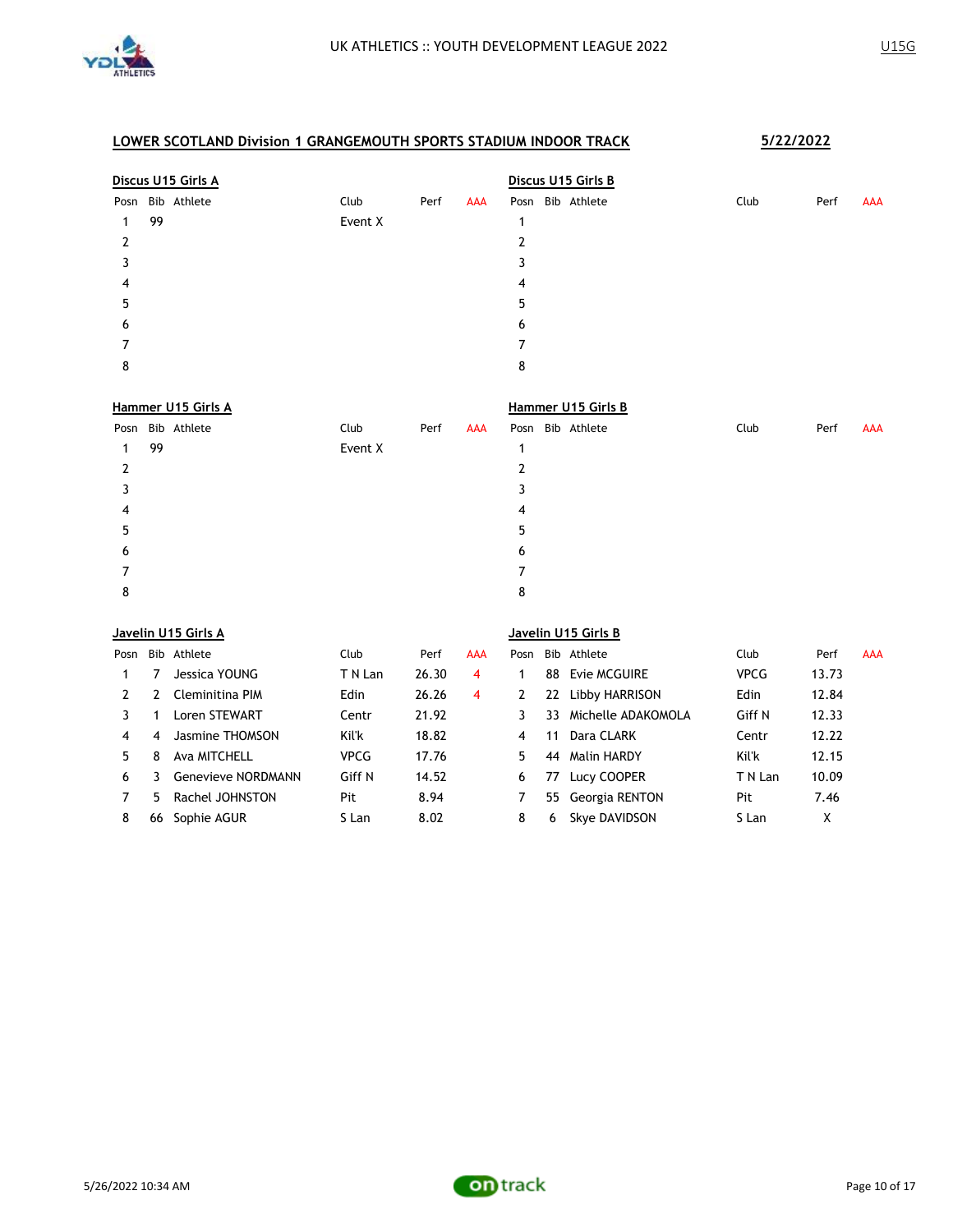## LOWER SCOTLAND Division 1 GRANGEMOUTH SPORTS STADIUM INDOOR TRACK

**5/22/2022**

### Discus U15 Girls A

| Posn | Bib | Athlete | Club | Perf | AAA |
|---|---|---|---|---|---|
| 1 | 99 | | Event X | | |
| 2 | | | | | |
| 3 | | | | | |
| 4 | | | | | |
| 5 | | | | | |
| 6 | | | | | |
| 7 | | | | | |
| 8 | | | | | |

### Discus U15 Girls B

| Posn | Bib | Athlete | Club | Perf | AAA |
|---|---|---|---|---|---|
| 1 | | | | | |
| 2 | | | | | |
| 3 | | | | | |
| 4 | | | | | |
| 5 | | | | | |
| 6 | | | | | |
| 7 | | | | | |
| 8 | | | | | |

### Hammer U15 Girls A

| Posn | Bib | Athlete | Club | Perf | AAA |
|---|---|---|---|---|---|
| 1 | 99 | | Event X | | |
| 2 | | | | | |
| 3 | | | | | |
| 4 | | | | | |
| 5 | | | | | |
| 6 | | | | | |
| 7 | | | | | |
| 8 | | | | | |

### Hammer U15 Girls B

| Posn | Bib | Athlete | Club | Perf | AAA |
|---|---|---|---|---|---|
| 1 | | | | | |
| 2 | | | | | |
| 3 | | | | | |
| 4 | | | | | |
| 5 | | | | | |
| 6 | | | | | |
| 7 | | | | | |
| 8 | | | | | |

### Javelin U15 Girls A

| Posn | Bib | Athlete | Club | Perf | AAA |
|---|---|---|---|---|---|
| 1 | 7 | Jessica YOUNG | T N Lan | 26.30 | 4 |
| 2 | 2 | Cleminitina PIM | Edin | 26.26 | 4 |
| 3 | 1 | Loren STEWART | Centr | 21.92 | |
| 4 | 4 | Jasmine THOMSON | Kil'k | 18.82 | |
| 5 | 8 | Ava MITCHELL | VPCG | 17.76 | |
| 6 | 3 | Genevieve NORDMANN | Giff N | 14.52 | |
| 7 | 5 | Rachel JOHNSTON | Pit | 8.94 | |
| 8 | 66 | Sophie AGUR | S Lan | 8.02 | |

### Javelin U15 Girls B

| Posn | Bib | Athlete | Club | Perf | AAA |
|---|---|---|---|---|---|
| 1 | 88 | Evie MCGUIRE | VPCG | 13.73 | |
| 2 | 22 | Libby HARRISON | Edin | 12.84 | |
| 3 | 33 | Michelle ADAKOMOLA | Giff N | 12.33 | |
| 4 | 11 | Dara CLARK | Centr | 12.22 | |
| 5 | 44 | Malin HARDY | Kil'k | 12.15 | |
| 6 | 77 | Lucy COOPER | T N Lan | 10.09 | |
| 7 | 55 | Georgia RENTON | Pit | 7.46 | |
| 8 | 6 | Skye DAVIDSON | S Lan | X | |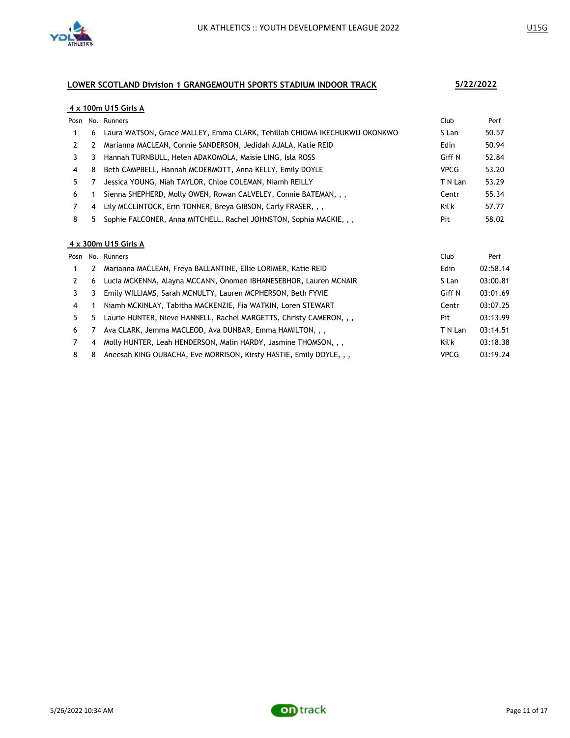## LOWER SCOTLAND Division 1 GRANGEMOUTH SPORTS STADIUM INDOOR TRACK

**5/22/2022**

### 4 x 100m U15 Girls A

| Posn | No. | Runners | Club | Perf |
|---|---|---|---|---|
| 1 | 6 | Laura WATSON, Grace MALLEY, Emma CLARK, Tehillah CHIOMA IKECHUKWU OKONKWO | S Lan | 50.57 |
| 2 | 2 | Marianna MACLEAN, Connie SANDERSON, Jedidah AJALA, Katie REID | Edin | 50.94 |
| 3 | 3 | Hannah TURNBULL, Helen ADAKOMOLA, Maisie LING, Isla ROSS | Giff N | 52.84 |
| 4 | 8 | Beth CAMPBELL, Hannah MCDERMOTT, Anna KELLY, Emily DOYLE | VPCG | 53.20 |
| 5 | 7 | Jessica YOUNG, Niah TAYLOR, Chloe COLEMAN, Niamh REILLY | T N Lan | 53.29 |
| 6 | 1 | Sienna SHEPHERD, Molly OWEN, Rowan CALVELEY, Connie BATEMAN, , , | Centr | 55.34 |
| 7 | 4 | Lily MCCLINTOCK, Erin TONNER, Breya GIBSON, Carly FRASER, , , | Kil'k | 57.77 |
| 8 | 5 | Sophie FALCONER, Anna MITCHELL, Rachel JOHNSTON, Sophia MACKIE, , , | Pit | 58.02 |

### 4 x 300m U15 Girls A

| Posn | No. | Runners | Club | Perf |
|---|---|---|---|---|
| 1 | 2 | Marianna MACLEAN, Freya BALLANTINE, Ellie LORIMER, Katie REID | Edin | 02:58.14 |
| 2 | 6 | Lucia MCKENNA, Alayna MCCANN, Onomen IBHANESEBHOR, Lauren MCNAIR | S Lan | 03:00.81 |
| 3 | 3 | Emily WILLIAMS, Sarah MCNULTY, Lauren MCPHERSON, Beth FYVIE | Giff N | 03:01.69 |
| 4 | 1 | Niamh MCKINLAY, Tabitha MACKENZIE, Fia WATKIN, Loren STEWART | Centr | 03:07.25 |
| 5 | 5 | Laurie HUNTER, Nieve HANNELL, Rachel MARGETTS, Christy CAMERON, , , | Pit | 03:13.99 |
| 6 | 7 | Ava CLARK, Jemma MACLEOD, Ava DUNBAR, Emma HAMILTON, , , | T N Lan | 03:14.51 |
| 7 | 4 | Molly HUNTER, Leah HENDERSON, Malin HARDY, Jasmine THOMSON, , , | Kil'k | 03:18.38 |
| 8 | 8 | Aneesah KING OUBACHA, Eve MORRISON, Kirsty HASTIE, Emily DOYLE, , , | VPCG | 03:19.24 |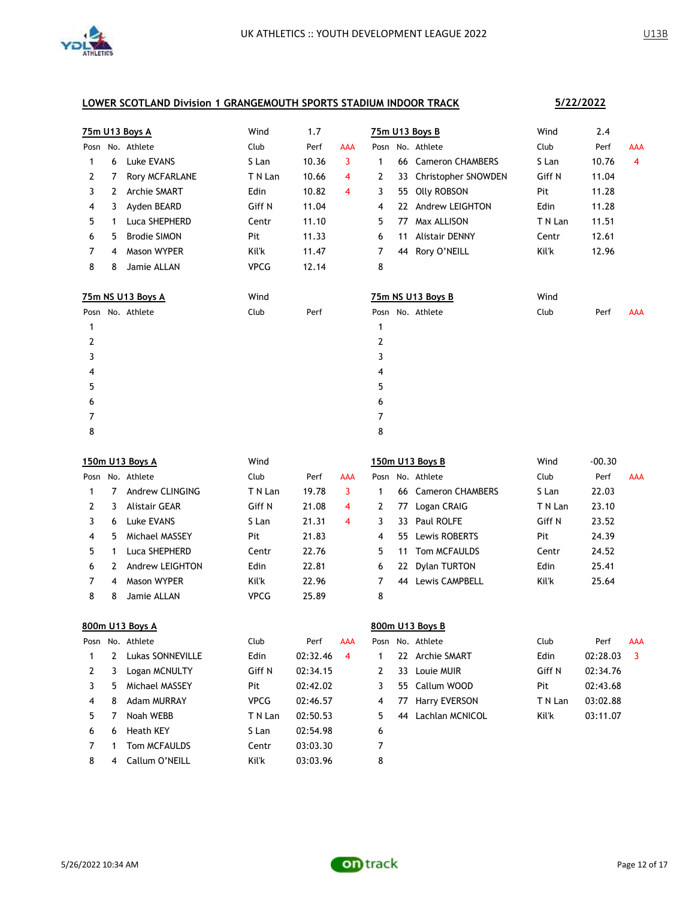## LOWER SCOTLAND Division 1 GRANGEMOUTH SPORTS STADIUM INDOOR TRACK

**5/22/2022**

### 75m U13 Boys A

Wind 1.7

| Posn | No. | Athlete | Club | Perf | AAA |
|---|---|---|---|---|---|
| 1 | 6 | Luke EVANS | S Lan | 10.36 | 3 |
| 2 | 7 | Rory MCFARLANE | T N Lan | 10.66 | 4 |
| 3 | 2 | Archie SMART | Edin | 10.82 | 4 |
| 4 | 3 | Ayden BEARD | Giff N | 11.04 | |
| 5 | 1 | Luca SHEPHERD | Centr | 11.10 | |
| 6 | 5 | Brodie SIMON | Pit | 11.33 | |
| 7 | 4 | Mason WYPER | Kil'k | 11.47 | |
| 8 | 8 | Jamie ALLAN | VPCG | 12.14 | |

### 75m U13 Boys B

Wind 2.4

| Posn | No. | Athlete | Club | Perf | AAA |
|---|---|---|---|---|---|
| 1 | 66 | Cameron CHAMBERS | S Lan | 10.76 | 4 |
| 2 | 33 | Christopher SNOWDEN | Giff N | 11.04 | |
| 3 | 55 | Olly ROBSON | Pit | 11.28 | |
| 4 | 22 | Andrew LEIGHTON | Edin | 11.28 | |
| 5 | 77 | Max ALLISON | T N Lan | 11.51 | |
| 6 | 11 | Alistair DENNY | Centr | 12.61 | |
| 7 | 44 | Rory O'NEILL | Kil'k | 12.96 | |
| 8 | | | | | |

### 75m NS U13 Boys A

Wind

| Posn | No. | Athlete | Club | Perf |
|---|---|---|---|---|
| 1 | | | | |
| 2 | | | | |
| 3 | | | | |
| 4 | | | | |
| 5 | | | | |
| 6 | | | | |
| 7 | | | | |
| 8 | | | | |

### 75m NS U13 Boys B

Wind

| Posn | No. | Athlete | Club | Perf | AAA |
|---|---|---|---|---|---|
| 1 | | | | | |
| 2 | | | | | |
| 3 | | | | | |
| 4 | | | | | |
| 5 | | | | | |
| 6 | | | | | |
| 7 | | | | | |
| 8 | | | | | |

### 150m U13 Boys A

Wind

| Posn | No. | Athlete | Club | Perf | AAA |
|---|---|---|---|---|---|
| 1 | 7 | Andrew CLINGING | T N Lan | 19.78 | 3 |
| 2 | 3 | Alistair GEAR | Giff N | 21.08 | 4 |
| 3 | 6 | Luke EVANS | S Lan | 21.31 | 4 |
| 4 | 5 | Michael MASSEY | Pit | 21.83 | |
| 5 | 1 | Luca SHEPHERD | Centr | 22.76 | |
| 6 | 2 | Andrew LEIGHTON | Edin | 22.81 | |
| 7 | 4 | Mason WYPER | Kil'k | 22.96 | |
| 8 | 8 | Jamie ALLAN | VPCG | 25.89 | |

### 150m U13 Boys B

Wind -00.30

| Posn | No. | Athlete | Club | Perf | AAA |
|---|---|---|---|---|---|
| 1 | 66 | Cameron CHAMBERS | S Lan | 22.03 | |
| 2 | 77 | Logan CRAIG | T N Lan | 23.10 | |
| 3 | 33 | Paul ROLFE | Giff N | 23.52 | |
| 4 | 55 | Lewis ROBERTS | Pit | 24.39 | |
| 5 | 11 | Tom MCFAULDS | Centr | 24.52 | |
| 6 | 22 | Dylan TURTON | Edin | 25.41 | |
| 7 | 44 | Lewis CAMPBELL | Kil'k | 25.64 | |
| 8 | | | | | |

### 800m U13 Boys A

| Posn | No. | Athlete | Club | Perf | AAA |
|---|---|---|---|---|---|
| 1 | 2 | Lukas SONNEVILLE | Edin | 02:32.46 | 4 |
| 2 | 3 | Logan MCNULTY | Giff N | 02:34.15 | |
| 3 | 5 | Michael MASSEY | Pit | 02:42.02 | |
| 4 | 8 | Adam MURRAY | VPCG | 02:46.57 | |
| 5 | 7 | Noah WEBB | T N Lan | 02:50.53 | |
| 6 | 6 | Heath KEY | S Lan | 02:54.98 | |
| 7 | 1 | Tom MCFAULDS | Centr | 03:03.30 | |
| 8 | 4 | Callum O'NEILL | Kil'k | 03:03.96 | |

### 800m U13 Boys B

| Posn | No. | Athlete | Club | Perf | AAA |
|---|---|---|---|---|---|
| 1 | 22 | Archie SMART | Edin | 02:28.03 | 3 |
| 2 | 33 | Louie MUIR | Giff N | 02:34.76 | |
| 3 | 55 | Callum WOOD | Pit | 02:43.68 | |
| 4 | 77 | Harry EVERSON | T N Lan | 03:02.88 | |
| 5 | 44 | Lachlan MCNICOL | Kil'k | 03:11.07 | |
| 6 | | | | | |
| 7 | | | | | |
| 8 | | | | | |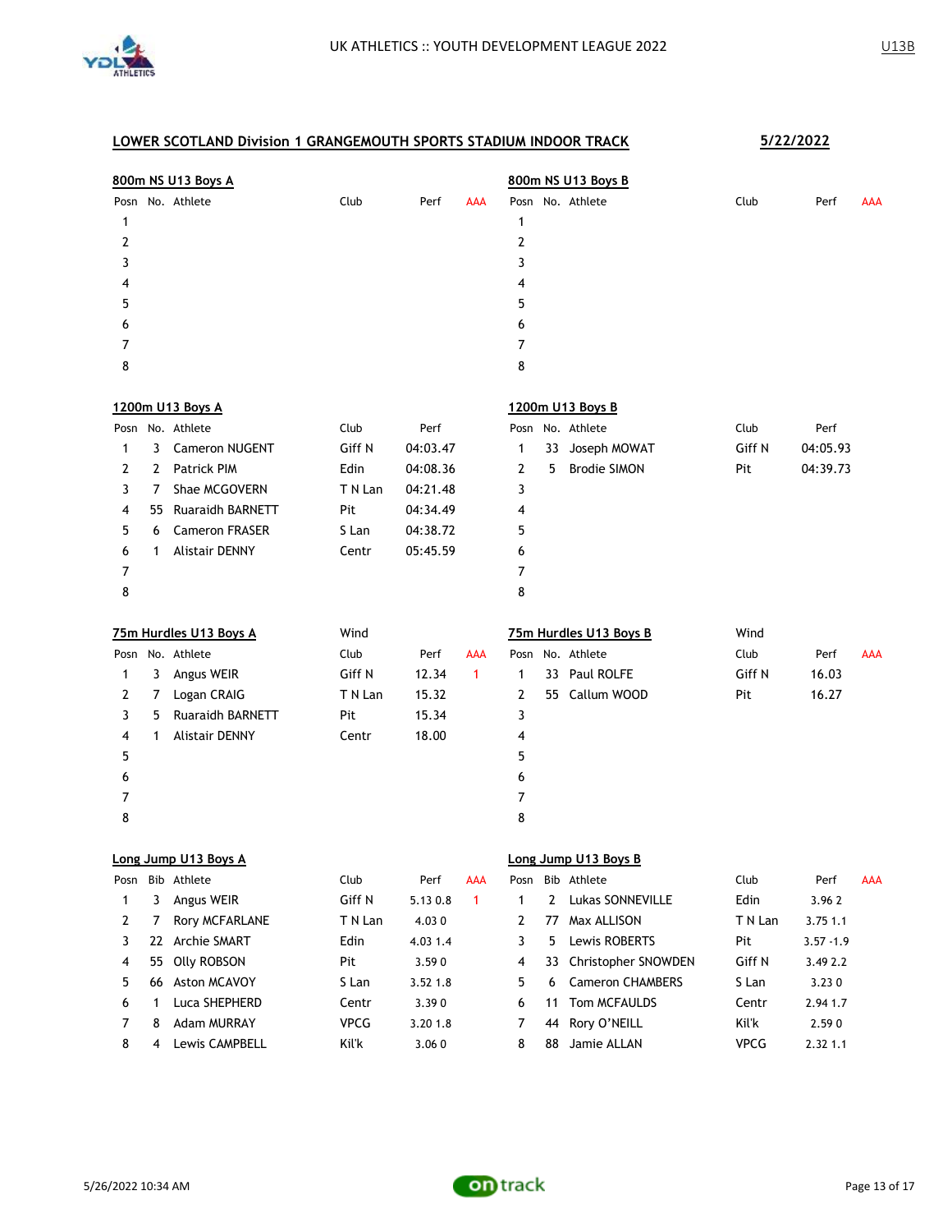UK ATHLETICS :: YOUTH DEVELOPMENT LEAGUE 2022

U13B

## LOWER SCOTLAND Division 1 GRANGEMOUTH SPORTS STADIUM INDOOR TRACK

**5/22/2022**

### 800m NS U13 Boys A

| Posn | No. | Athlete | Club | Perf | AAA |
|---|---|---|---|---|---|
| 1 | | | | | |
| 2 | | | | | |
| 3 | | | | | |
| 4 | | | | | |
| 5 | | | | | |
| 6 | | | | | |
| 7 | | | | | |
| 8 | | | | | |

### 800m NS U13 Boys B

| Posn | No. | Athlete | Club | Perf | AAA |
|---|---|---|---|---|---|
| 1 | | | | | |
| 2 | | | | | |
| 3 | | | | | |
| 4 | | | | | |
| 5 | | | | | |
| 6 | | | | | |
| 7 | | | | | |
| 8 | | | | | |

### 1200m U13 Boys A

| Posn | No. | Athlete | Club | Perf |
|---|---|---|---|---|
| 1 | 3 | Cameron NUGENT | Giff N | 04:03.47 |
| 2 | 2 | Patrick PIM | Edin | 04:08.36 |
| 3 | 7 | Shae MCGOVERN | T N Lan | 04:21.48 |
| 4 | 55 | Ruaraidh BARNETT | Pit | 04:34.49 |
| 5 | 6 | Cameron FRASER | S Lan | 04:38.72 |
| 6 | 1 | Alistair DENNY | Centr | 05:45.59 |
| 7 | | | | |
| 8 | | | | |

### 1200m U13 Boys B

| Posn | No. | Athlete | Club | Perf |
|---|---|---|---|---|
| 1 | 33 | Joseph MOWAT | Giff N | 04:05.93 |
| 2 | 5 | Brodie SIMON | Pit | 04:39.73 |
| 3 | | | | |
| 4 | | | | |
| 5 | | | | |
| 6 | | | | |
| 7 | | | | |
| 8 | | | | |

### 75m Hurdles U13 Boys A

Wind

| Posn | No. | Athlete | Club | Perf | AAA |
|---|---|---|---|---|---|
| 1 | 3 | Angus WEIR | Giff N | 12.34 | 1 |
| 2 | 7 | Logan CRAIG | T N Lan | 15.32 | |
| 3 | 5 | Ruaraidh BARNETT | Pit | 15.34 | |
| 4 | 1 | Alistair DENNY | Centr | 18.00 | |
| 5 | | | | | |
| 6 | | | | | |
| 7 | | | | | |
| 8 | | | | | |

### 75m Hurdles U13 Boys B

Wind

| Posn | No. | Athlete | Club | Perf | AAA |
|---|---|---|---|---|---|
| 1 | 33 | Paul ROLFE | Giff N | 16.03 | |
| 2 | 55 | Callum WOOD | Pit | 16.27 | |
| 3 | | | | | |
| 4 | | | | | |
| 5 | | | | | |
| 6 | | | | | |
| 7 | | | | | |
| 8 | | | | | |

### Long Jump U13 Boys A

| Posn | Bib | Athlete | Club | Perf | AAA |
|---|---|---|---|---|---|
| 1 | 3 | Angus WEIR | Giff N | 5.13 0.8 | 1 |
| 2 | 7 | Rory MCFARLANE | T N Lan | 4.03 0 | |
| 3 | 22 | Archie SMART | Edin | 4.03 1.4 | |
| 4 | 55 | Olly ROBSON | Pit | 3.59 0 | |
| 5 | 66 | Aston MCAVOY | S Lan | 3.52 1.8 | |
| 6 | 1 | Luca SHEPHERD | Centr | 3.39 0 | |
| 7 | 8 | Adam MURRAY | VPCG | 3.20 1.8 | |
| 8 | 4 | Lewis CAMPBELL | Kil'k | 3.06 0 | |

### Long Jump U13 Boys B

| Posn | Bib | Athlete | Club | Perf | AAA |
|---|---|---|---|---|---|
| 1 | 2 | Lukas SONNEVILLE | Edin | 3.96 2 | |
| 2 | 77 | Max ALLISON | T N Lan | 3.75 1.1 | |
| 3 | 5 | Lewis ROBERTS | Pit | 3.57 -1.9 | |
| 4 | 33 | Christopher SNOWDEN | Giff N | 3.49 2.2 | |
| 5 | 6 | Cameron CHAMBERS | S Lan | 3.23 0 | |
| 6 | 11 | Tom MCFAULDS | Centr | 2.94 1.7 | |
| 7 | 44 | Rory O'NEILL | Kil'k | 2.59 0 | |
| 8 | 88 | Jamie ALLAN | VPCG | 2.32 1.1 | |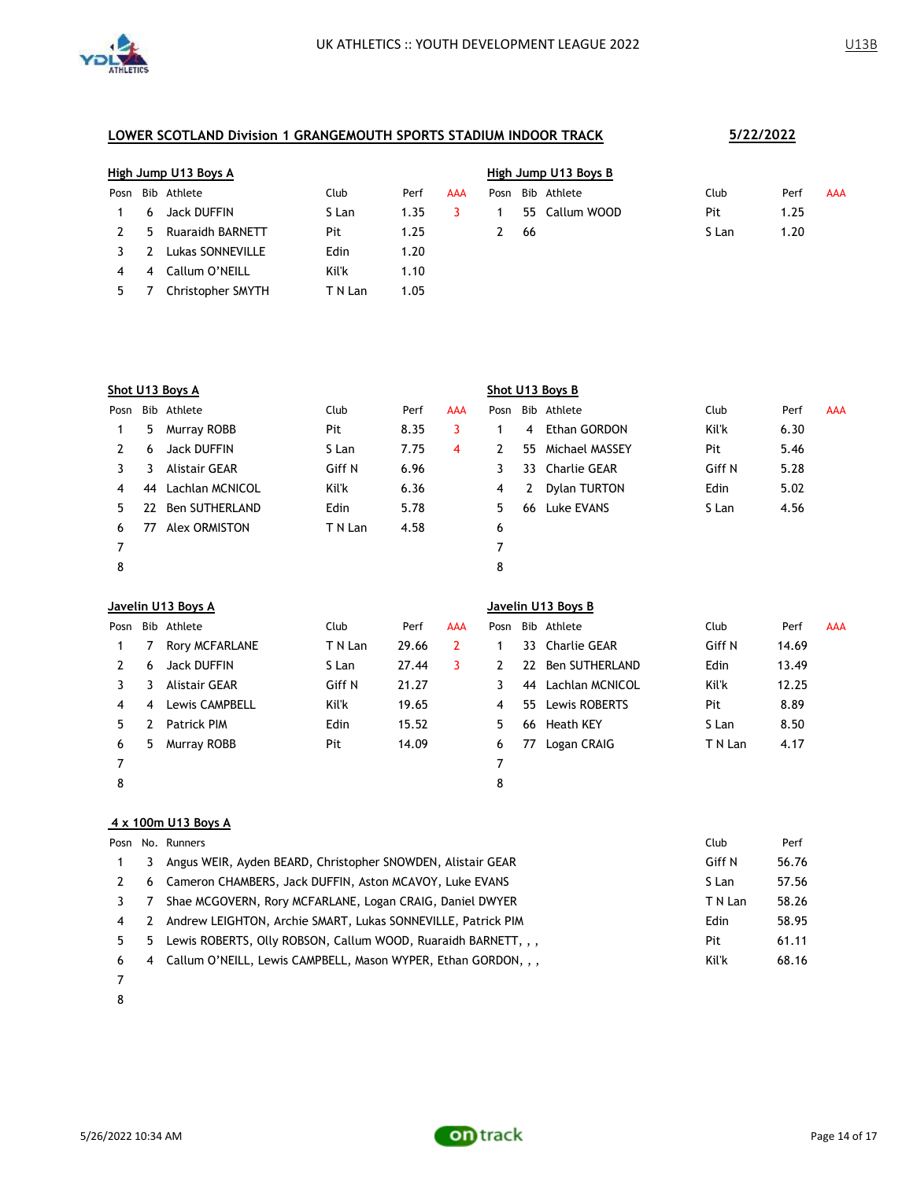UK ATHLETICS :: YOUTH DEVELOPMENT LEAGUE 2022

U13B

## LOWER SCOTLAND Division 1 GRANGEMOUTH SPORTS STADIUM INDOOR TRACK

5/22/2022

### High Jump U13 Boys A

| Posn | Bib | Athlete | Club | Perf | AAA |
|---|---|---|---|---|---|
| 1 | 6 | Jack DUFFIN | S Lan | 1.35 | 3 |
| 2 | 5 | Ruaraidh BARNETT | Pit | 1.25 | |
| 3 | 2 | Lukas SONNEVILLE | Edin | 1.20 | |
| 4 | 4 | Callum O'NEILL | Kil'k | 1.10 | |
| 5 | 7 | Christopher SMYTH | T N Lan | 1.05 | |

### High Jump U13 Boys B

| Posn | Bib | Athlete | Club | Perf | AAA |
|---|---|---|---|---|---|
| 1 | 55 | Callum WOOD | Pit | 1.25 | |
| 2 | 66 | | S Lan | 1.20 | |

### Shot U13 Boys A

| Posn | Bib | Athlete | Club | Perf | AAA |
|---|---|---|---|---|---|
| 1 | 5 | Murray ROBB | Pit | 8.35 | 3 |
| 2 | 6 | Jack DUFFIN | S Lan | 7.75 | 4 |
| 3 | 3 | Alistair GEAR | Giff N | 6.96 | |
| 4 | 44 | Lachlan MCNICOL | Kil'k | 6.36 | |
| 5 | 22 | Ben SUTHERLAND | Edin | 5.78 | |
| 6 | 77 | Alex ORMISTON | T N Lan | 4.58 | |
| 7 | | | | | |
| 8 | | | | | |

### Shot U13 Boys B

| Posn | Bib | Athlete | Club | Perf | AAA |
|---|---|---|---|---|---|
| 1 | 4 | Ethan GORDON | Kil'k | 6.30 | |
| 2 | 55 | Michael MASSEY | Pit | 5.46 | |
| 3 | 33 | Charlie GEAR | Giff N | 5.28 | |
| 4 | 2 | Dylan TURTON | Edin | 5.02 | |
| 5 | 66 | Luke EVANS | S Lan | 4.56 | |
| 6 | | | | | |
| 7 | | | | | |
| 8 | | | | | |

### Javelin U13 Boys A

| Posn | Bib | Athlete | Club | Perf | AAA |
|---|---|---|---|---|---|
| 1 | 7 | Rory MCFARLANE | T N Lan | 29.66 | 2 |
| 2 | 6 | Jack DUFFIN | S Lan | 27.44 | 3 |
| 3 | 3 | Alistair GEAR | Giff N | 21.27 | |
| 4 | 4 | Lewis CAMPBELL | Kil'k | 19.65 | |
| 5 | 2 | Patrick PIM | Edin | 15.52 | |
| 6 | 5 | Murray ROBB | Pit | 14.09 | |
| 7 | | | | | |
| 8 | | | | | |

### Javelin U13 Boys B

| Posn | Bib | Athlete | Club | Perf | AAA |
|---|---|---|---|---|---|
| 1 | 33 | Charlie GEAR | Giff N | 14.69 | |
| 2 | 22 | Ben SUTHERLAND | Edin | 13.49 | |
| 3 | 44 | Lachlan MCNICOL | Kil'k | 12.25 | |
| 4 | 55 | Lewis ROBERTS | Pit | 8.89 | |
| 5 | 66 | Heath KEY | S Lan | 8.50 | |
| 6 | 77 | Logan CRAIG | T N Lan | 4.17 | |
| 7 | | | | | |
| 8 | | | | | |

### 4 x 100m U13 Boys A

| Posn | No. | Runners | Club | Perf |
|---|---|---|---|---|
| 1 | 3 | Angus WEIR, Ayden BEARD, Christopher SNOWDEN, Alistair GEAR | Giff N | 56.76 |
| 2 | 6 | Cameron CHAMBERS, Jack DUFFIN, Aston MCAVOY, Luke EVANS | S Lan | 57.56 |
| 3 | 7 | Shae MCGOVERN, Rory MCFARLANE, Logan CRAIG, Daniel DWYER | T N Lan | 58.26 |
| 4 | 2 | Andrew LEIGHTON, Archie SMART, Lukas SONNEVILLE, Patrick PIM | Edin | 58.95 |
| 5 | 5 | Lewis ROBERTS, Olly ROBSON, Callum WOOD, Ruaraidh BARNETT, , , | Pit | 61.11 |
| 6 | 4 | Callum O'NEILL, Lewis CAMPBELL, Mason WYPER, Ethan GORDON, , , | Kil'k | 68.16 |
| 7 | | | | |
| 8 | | | | |

5/26/2022 10:34 AM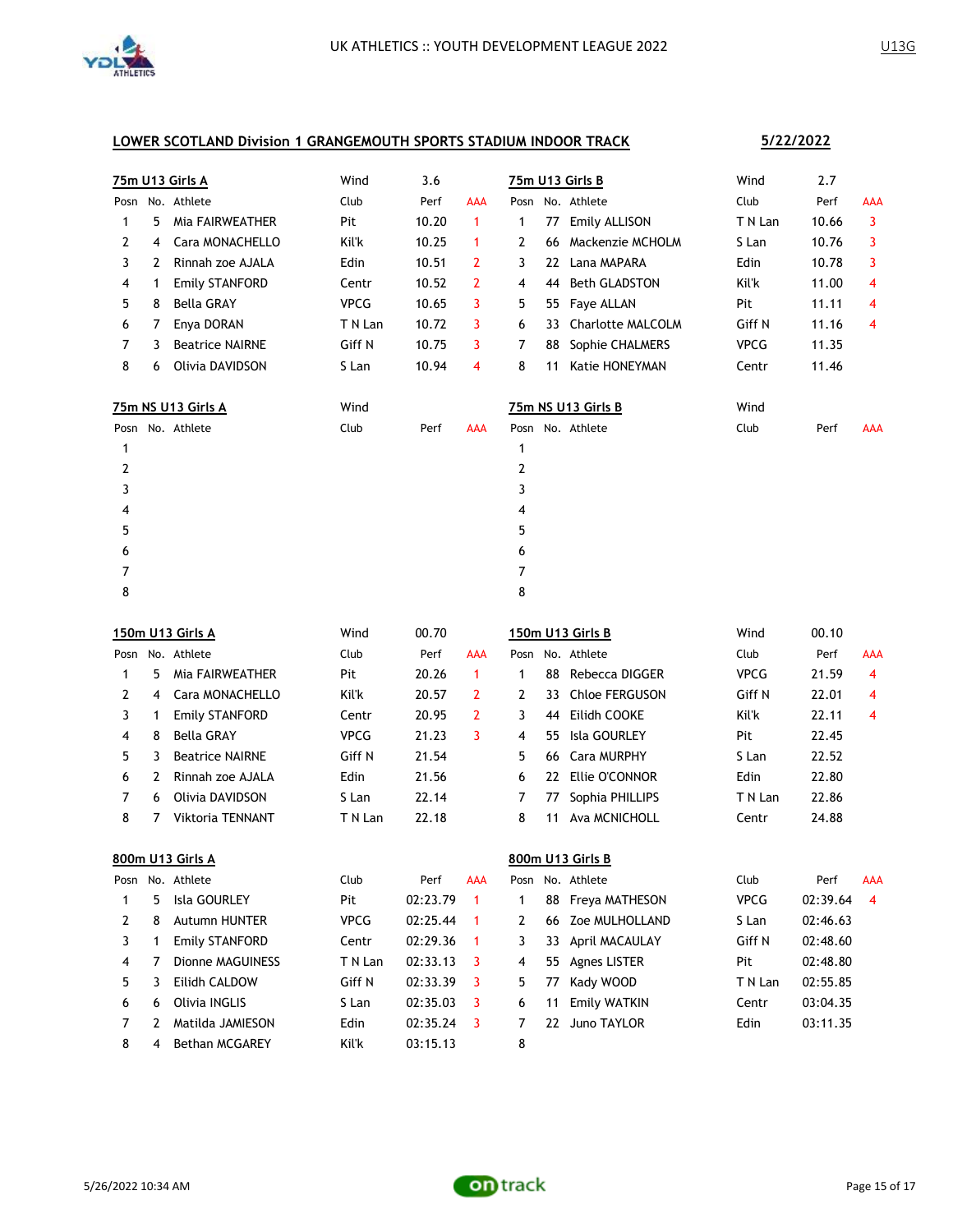UK ATHLETICS :: YOUTH DEVELOPMENT LEAGUE 2022

U13G

## LOWER SCOTLAND Division 1 GRANGEMOUTH SPORTS STADIUM INDOOR TRACK

**5/22/2022**

### 75m U13 Girls A

Wind 3.6

| Posn | No. | Athlete | Club | Perf | AAA |
|---|---|---|---|---|---|
| 1 | 5 | Mia FAIRWEATHER | Pit | 10.20 | 1 |
| 2 | 4 | Cara MONACHELLO | Kil'k | 10.25 | 1 |
| 3 | 2 | Rinnah zoe AJALA | Edin | 10.51 | 2 |
| 4 | 1 | Emily STANFORD | Centr | 10.52 | 2 |
| 5 | 8 | Bella GRAY | VPCG | 10.65 | 3 |
| 6 | 7 | Enya DORAN | T N Lan | 10.72 | 3 |
| 7 | 3 | Beatrice NAIRNE | Giff N | 10.75 | 3 |
| 8 | 6 | Olivia DAVIDSON | S Lan | 10.94 | 4 |

### 75m U13 Girls B

Wind 2.7

| Posn | No. | Athlete | Club | Perf | AAA |
|---|---|---|---|---|---|
| 1 | 77 | Emily ALLISON | T N Lan | 10.66 | 3 |
| 2 | 66 | Mackenzie MCHOLM | S Lan | 10.76 | 3 |
| 3 | 22 | Lana MAPARA | Edin | 10.78 | 3 |
| 4 | 44 | Beth GLADSTON | Kil'k | 11.00 | 4 |
| 5 | 55 | Faye ALLAN | Pit | 11.11 | 4 |
| 6 | 33 | Charlotte MALCOLM | Giff N | 11.16 | 4 |
| 7 | 88 | Sophie CHALMERS | VPCG | 11.35 | |
| 8 | 11 | Katie HONEYMAN | Centr | 11.46 | |

### 75m NS U13 Girls A

Wind

| Posn | No. | Athlete | Club | Perf | AAA |
|---|---|---|---|---|---|
| 1 | | | | | |
| 2 | | | | | |
| 3 | | | | | |
| 4 | | | | | |
| 5 | | | | | |
| 6 | | | | | |
| 7 | | | | | |
| 8 | | | | | |

### 75m NS U13 Girls B

Wind

| Posn | No. | Athlete | Club | Perf | AAA |
|---|---|---|---|---|---|
| 1 | | | | | |
| 2 | | | | | |
| 3 | | | | | |
| 4 | | | | | |
| 5 | | | | | |
| 6 | | | | | |
| 7 | | | | | |
| 8 | | | | | |

### 150m U13 Girls A

Wind 00.70

| Posn | No. | Athlete | Club | Perf | AAA |
|---|---|---|---|---|---|
| 1 | 5 | Mia FAIRWEATHER | Pit | 20.26 | 1 |
| 2 | 4 | Cara MONACHELLO | Kil'k | 20.57 | 2 |
| 3 | 1 | Emily STANFORD | Centr | 20.95 | 2 |
| 4 | 8 | Bella GRAY | VPCG | 21.23 | 3 |
| 5 | 3 | Beatrice NAIRNE | Giff N | 21.54 | |
| 6 | 2 | Rinnah zoe AJALA | Edin | 21.56 | |
| 7 | 6 | Olivia DAVIDSON | S Lan | 22.14 | |
| 8 | 7 | Viktoria TENNANT | T N Lan | 22.18 | |

### 150m U13 Girls B

Wind 00.10

| Posn | No. | Athlete | Club | Perf | AAA |
|---|---|---|---|---|---|
| 1 | 88 | Rebecca DIGGER | VPCG | 21.59 | 4 |
| 2 | 33 | Chloe FERGUSON | Giff N | 22.01 | 4 |
| 3 | 44 | Eilidh COOKE | Kil'k | 22.11 | 4 |
| 4 | 55 | Isla GOURLEY | Pit | 22.45 | |
| 5 | 66 | Cara MURPHY | S Lan | 22.52 | |
| 6 | 22 | Ellie O'CONNOR | Edin | 22.80 | |
| 7 | 77 | Sophia PHILLIPS | T N Lan | 22.86 | |
| 8 | 11 | Ava MCNICHOLL | Centr | 24.88 | |

### 800m U13 Girls A

| Posn | No. | Athlete | Club | Perf | AAA |
|---|---|---|---|---|---|
| 1 | 5 | Isla GOURLEY | Pit | 02:23.79 | 1 |
| 2 | 8 | Autumn HUNTER | VPCG | 02:25.44 | 1 |
| 3 | 1 | Emily STANFORD | Centr | 02:29.36 | 1 |
| 4 | 7 | Dionne MAGUINESS | T N Lan | 02:33.13 | 3 |
| 5 | 3 | Eilidh CALDOW | Giff N | 02:33.39 | 3 |
| 6 | 6 | Olivia INGLIS | S Lan | 02:35.03 | 3 |
| 7 | 2 | Matilda JAMIESON | Edin | 02:35.24 | 3 |
| 8 | 4 | Bethan MCGAREY | Kil'k | 03:15.13 | |

### 800m U13 Girls B

| Posn | No. | Athlete | Club | Perf | AAA |
|---|---|---|---|---|---|
| 1 | 88 | Freya MATHESON | VPCG | 02:39.64 | 4 |
| 2 | 66 | Zoe MULHOLLAND | S Lan | 02:46.63 | |
| 3 | 33 | April MACAULAY | Giff N | 02:48.60 | |
| 4 | 55 | Agnes LISTER | Pit | 02:48.80 | |
| 5 | 77 | Kady WOOD | T N Lan | 02:55.85 | |
| 6 | 11 | Emily WATKIN | Centr | 03:04.35 | |
| 7 | 22 | Juno TAYLOR | Edin | 03:11.35 | |
| 8 | | | | | |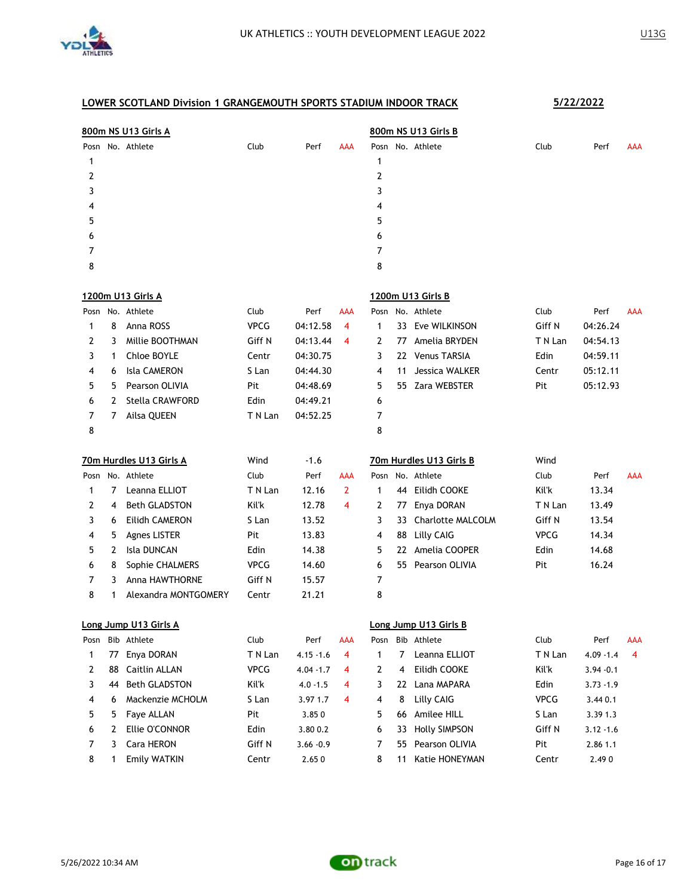## LOWER SCOTLAND Division 1 GRANGEMOUTH SPORTS STADIUM INDOOR TRACK

**5/22/2022**

### 800m NS U13 Girls A

| Posn | No. | Athlete | Club | Perf | AAA |
|---|---|---|---|---|---|
| 1 | | | | | |
| 2 | | | | | |
| 3 | | | | | |
| 4 | | | | | |
| 5 | | | | | |
| 6 | | | | | |
| 7 | | | | | |
| 8 | | | | | |

### 800m NS U13 Girls B

| Posn | No. | Athlete | Club | Perf | AAA |
|---|---|---|---|---|---|
| 1 | | | | | |
| 2 | | | | | |
| 3 | | | | | |
| 4 | | | | | |
| 5 | | | | | |
| 6 | | | | | |
| 7 | | | | | |
| 8 | | | | | |

### 1200m U13 Girls A

| Posn | No. | Athlete | Club | Perf | AAA |
|---|---|---|---|---|---|
| 1 | 8 | Anna ROSS | VPCG | 04:12.58 | 4 |
| 2 | 3 | Millie BOOTHMAN | Giff N | 04:13.44 | 4 |
| 3 | 1 | Chloe BOYLE | Centr | 04:30.75 | |
| 4 | 6 | Isla CAMERON | S Lan | 04:44.30 | |
| 5 | 5 | Pearson OLIVIA | Pit | 04:48.69 | |
| 6 | 2 | Stella CRAWFORD | Edin | 04:49.21 | |
| 7 | 7 | Ailsa QUEEN | T N Lan | 04:52.25 | |
| 8 | | | | | |

### 1200m U13 Girls B

| Posn | No. | Athlete | Club | Perf | AAA |
|---|---|---|---|---|---|
| 1 | 33 | Eve WILKINSON | Giff N | 04:26.24 | |
| 2 | 77 | Amelia BRYDEN | T N Lan | 04:54.13 | |
| 3 | 22 | Venus TARSIA | Edin | 04:59.11 | |
| 4 | 11 | Jessica WALKER | Centr | 05:12.11 | |
| 5 | 55 | Zara WEBSTER | Pit | 05:12.93 | |
| 6 | | | | | |
| 7 | | | | | |
| 8 | | | | | |

### 70m Hurdles U13 Girls A

Wind -1.6

| Posn | No. | Athlete | Club | Perf | AAA |
|---|---|---|---|---|---|
| 1 | 7 | Leanna ELLIOT | T N Lan | 12.16 | 2 |
| 2 | 4 | Beth GLADSTON | Kil'k | 12.78 | 4 |
| 3 | 6 | Eilidh CAMERON | S Lan | 13.52 | |
| 4 | 5 | Agnes LISTER | Pit | 13.83 | |
| 5 | 2 | Isla DUNCAN | Edin | 14.38 | |
| 6 | 8 | Sophie CHALMERS | VPCG | 14.60 | |
| 7 | 3 | Anna HAWTHORNE | Giff N | 15.57 | |
| 8 | 1 | Alexandra MONTGOMERY | Centr | 21.21 | |

### 70m Hurdles U13 Girls B

Wind

| Posn | No. | Athlete | Club | Perf | AAA |
|---|---|---|---|---|---|
| 1 | 44 | Eilidh COOKE | Kil'k | 13.34 | |
| 2 | 77 | Enya DORAN | T N Lan | 13.49 | |
| 3 | 33 | Charlotte MALCOLM | Giff N | 13.54 | |
| 4 | 88 | Lilly CAIG | VPCG | 14.34 | |
| 5 | 22 | Amelia COOPER | Edin | 14.68 | |
| 6 | 55 | Pearson OLIVIA | Pit | 16.24 | |
| 7 | | | | | |
| 8 | | | | | |

### Long Jump U13 Girls A

| Posn | Bib | Athlete | Club | Perf | AAA |
|---|---|---|---|---|---|
| 1 | 77 | Enya DORAN | T N Lan | 4.15 -1.6 | 4 |
| 2 | 88 | Caitlin ALLAN | VPCG | 4.04 -1.7 | 4 |
| 3 | 44 | Beth GLADSTON | Kil'k | 4.0 -1.5 | 4 |
| 4 | 6 | Mackenzie MCHOLM | S Lan | 3.97 1.7 | 4 |
| 5 | 5 | Faye ALLAN | Pit | 3.85 0 | |
| 6 | 2 | Ellie O'CONNOR | Edin | 3.80 0.2 | |
| 7 | 3 | Cara HERON | Giff N | 3.66 -0.9 | |
| 8 | 1 | Emily WATKIN | Centr | 2.65 0 | |

### Long Jump U13 Girls B

| Posn | Bib | Athlete | Club | Perf | AAA |
|---|---|---|---|---|---|
| 1 | 7 | Leanna ELLIOT | T N Lan | 4.09 -1.4 | 4 |
| 2 | 4 | Eilidh COOKE | Kil'k | 3.94 -0.1 | |
| 3 | 22 | Lana MAPARA | Edin | 3.73 -1.9 | |
| 4 | 8 | Lilly CAIG | VPCG | 3.44 0.1 | |
| 5 | 66 | Amilee HILL | S Lan | 3.39 1.3 | |
| 6 | 33 | Holly SIMPSON | Giff N | 3.12 -1.6 | |
| 7 | 55 | Pearson OLIVIA | Pit | 2.86 1.1 | |
| 8 | 11 | Katie HONEYMAN | Centr | 2.49 0 | |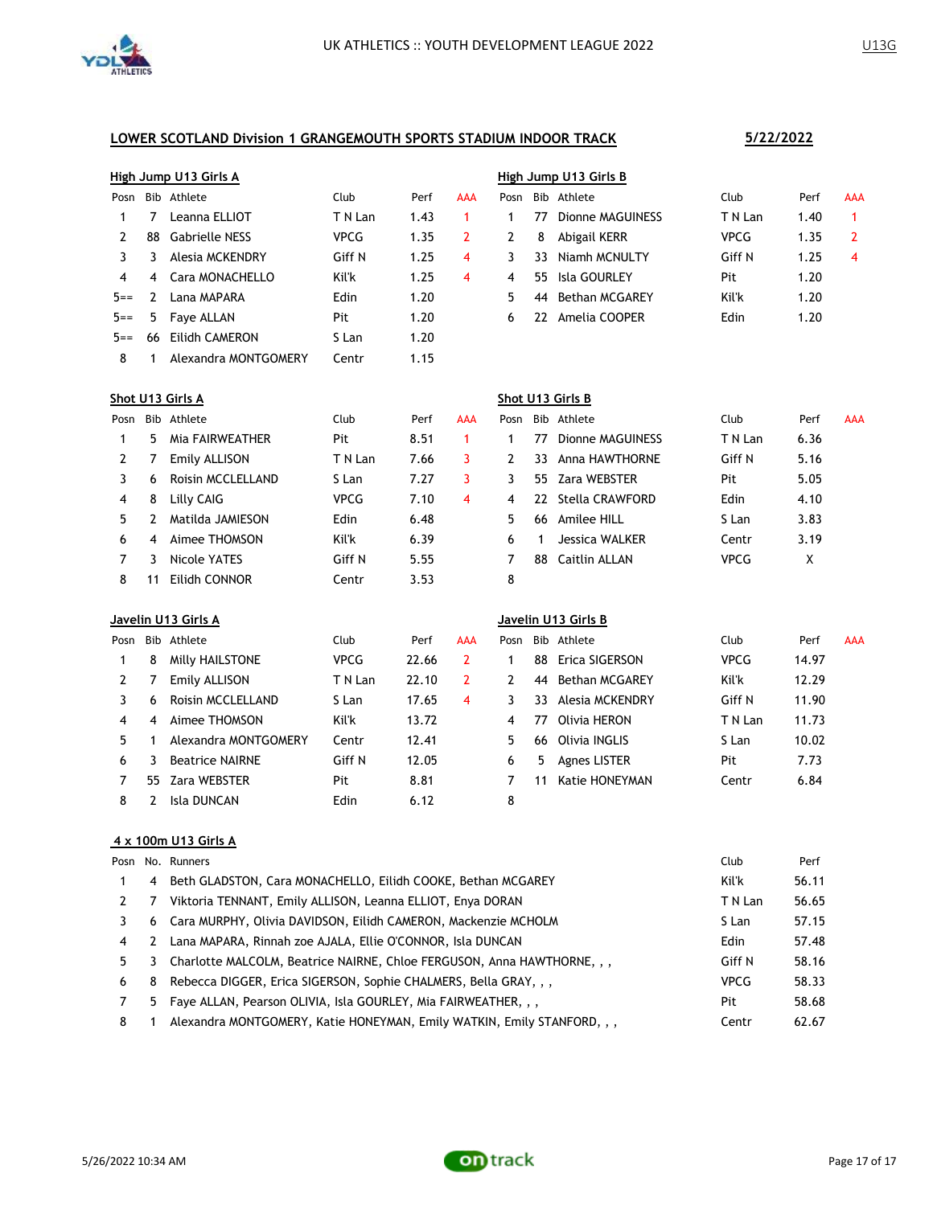UK ATHLETICS :: YOUTH DEVELOPMENT LEAGUE 2022

U13G

**LOWER SCOTLAND Division 1 GRANGEMOUTH SPORTS STADIUM INDOOR TRACK** **5/22/2022**

### High Jump U13 Girls A

| Posn | Bib | Athlete | Club | Perf | AAA |
|---|---|---|---|---|---|
| 1 | 7 | Leanna ELLIOT | T N Lan | 1.43 | 1 |
| 2 | 88 | Gabrielle NESS | VPCG | 1.35 | 2 |
| 3 | 3 | Alesia MCKENDRY | Giff N | 1.25 | 4 |
| 4 | 4 | Cara MONACHELLO | Kil'k | 1.25 | 4 |
| 5== | 2 | Lana MAPARA | Edin | 1.20 | |
| 5== | 5 | Faye ALLAN | Pit | 1.20 | |
| 5== | 66 | Eilidh CAMERON | S Lan | 1.20 | |
| 8 | 1 | Alexandra MONTGOMERY | Centr | 1.15 | |

### High Jump U13 Girls B

| Posn | Bib | Athlete | Club | Perf | AAA |
|---|---|---|---|---|---|
| 1 | 77 | Dionne MAGUINESS | T N Lan | 1.40 | 1 |
| 2 | 8 | Abigail KERR | VPCG | 1.35 | 2 |
| 3 | 33 | Niamh MCNULTY | Giff N | 1.25 | 4 |
| 4 | 55 | Isla GOURLEY | Pit | 1.20 | |
| 5 | 44 | Bethan MCGAREY | Kil'k | 1.20 | |
| 6 | 22 | Amelia COOPER | Edin | 1.20 | |

### Shot U13 Girls A

| Posn | Bib | Athlete | Club | Perf | AAA |
|---|---|---|---|---|---|
| 1 | 5 | Mia FAIRWEATHER | Pit | 8.51 | 1 |
| 2 | 7 | Emily ALLISON | T N Lan | 7.66 | 3 |
| 3 | 6 | Roisin MCCLELLAND | S Lan | 7.27 | 3 |
| 4 | 8 | Lilly CAIG | VPCG | 7.10 | 4 |
| 5 | 2 | Matilda JAMIESON | Edin | 6.48 | |
| 6 | 4 | Aimee THOMSON | Kil'k | 6.39 | |
| 7 | 3 | Nicole YATES | Giff N | 5.55 | |
| 8 | 11 | Eilidh CONNOR | Centr | 3.53 | |

### Shot U13 Girls B

| Posn | Bib | Athlete | Club | Perf | AAA |
|---|---|---|---|---|---|
| 1 | 77 | Dionne MAGUINESS | T N Lan | 6.36 | |
| 2 | 33 | Anna HAWTHORNE | Giff N | 5.16 | |
| 3 | 55 | Zara WEBSTER | Pit | 5.05 | |
| 4 | 22 | Stella CRAWFORD | Edin | 4.10 | |
| 5 | 66 | Amilee HILL | S Lan | 3.83 | |
| 6 | 1 | Jessica WALKER | Centr | 3.19 | |
| 7 | 88 | Caitlin ALLAN | VPCG | X | |
| 8 | | | | | |

### Javelin U13 Girls A

| Posn | Bib | Athlete | Club | Perf | AAA |
|---|---|---|---|---|---|
| 1 | 8 | Milly HAILSTONE | VPCG | 22.66 | 2 |
| 2 | 7 | Emily ALLISON | T N Lan | 22.10 | 2 |
| 3 | 6 | Roisin MCCLELLAND | S Lan | 17.65 | 4 |
| 4 | 4 | Aimee THOMSON | Kil'k | 13.72 | |
| 5 | 1 | Alexandra MONTGOMERY | Centr | 12.41 | |
| 6 | 3 | Beatrice NAIRNE | Giff N | 12.05 | |
| 7 | 55 | Zara WEBSTER | Pit | 8.81 | |
| 8 | 2 | Isla DUNCAN | Edin | 6.12 | |

### Javelin U13 Girls B

| Posn | Bib | Athlete | Club | Perf | AAA |
|---|---|---|---|---|---|
| 1 | 88 | Erica SIGERSON | VPCG | 14.97 | |
| 2 | 44 | Bethan MCGAREY | Kil'k | 12.29 | |
| 3 | 33 | Alesia MCKENDRY | Giff N | 11.90 | |
| 4 | 77 | Olivia HERON | T N Lan | 11.73 | |
| 5 | 66 | Olivia INGLIS | S Lan | 10.02 | |
| 6 | 5 | Agnes LISTER | Pit | 7.73 | |
| 7 | 11 | Katie HONEYMAN | Centr | 6.84 | |
| 8 | | | | | |

### 4 x 100m U13 Girls A

| Posn | No. | Runners | Club | Perf |
|---|---|---|---|---|
| 1 | 4 | Beth GLADSTON, Cara MONACHELLO, Eilidh COOKE, Bethan MCGAREY | Kil'k | 56.11 |
| 2 | 7 | Viktoria TENNANT, Emily ALLISON, Leanna ELLIOT, Enya DORAN | T N Lan | 56.65 |
| 3 | 6 | Cara MURPHY, Olivia DAVIDSON, Eilidh CAMERON, Mackenzie MCHOLM | S Lan | 57.15 |
| 4 | 2 | Lana MAPARA, Rinnah zoe AJALA, Ellie O'CONNOR, Isla DUNCAN | Edin | 57.48 |
| 5 | 3 | Charlotte MALCOLM, Beatrice NAIRNE, Chloe FERGUSON, Anna HAWTHORNE, , , | Giff N | 58.16 |
| 6 | 8 | Rebecca DIGGER, Erica SIGERSON, Sophie CHALMERS, Bella GRAY, , , | VPCG | 58.33 |
| 7 | 5 | Faye ALLAN, Pearson OLIVIA, Isla GOURLEY, Mia FAIRWEATHER, , , | Pit | 58.68 |
| 8 | 1 | Alexandra MONTGOMERY, Katie HONEYMAN, Emily WATKIN, Emily STANFORD, , , | Centr | 62.67 |